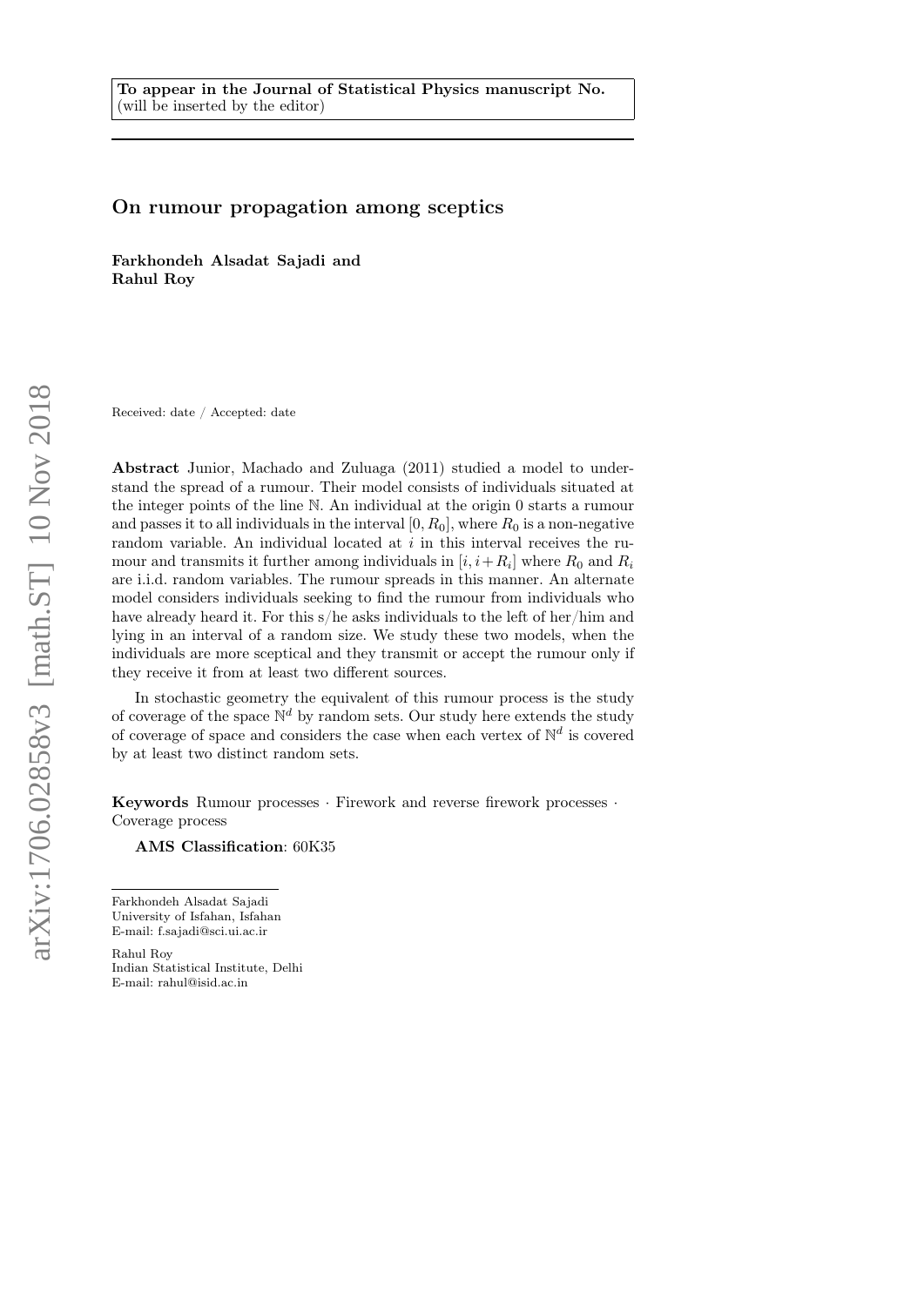To appear in the Journal of Statistical Physics manuscript No.
(will be inserted by the editor)

# On rumour propagation among sceptics

**Farkhondeh Alsadat Sajadi and Rahul Roy**

Received: date / Accepted: date

**Abstract** Junior, Machado and Zuluaga (2011) studied a model to understand the spread of a rumour. Their model consists of individuals situated at the integer points of the line $\mathbb{N}$. An individual at the origin 0 starts a rumour and passes it to all individuals in the interval $[0, R_0]$, where $R_0$ is a non-negative random variable. An individual located at $i$ in this interval receives the rumour and transmits it further among individuals in $[i, i+R_i]$ where $R_0$ and $R_i$ are i.i.d. random variables. The rumour spreads in this manner. An alternate model considers individuals seeking to find the rumour from individuals who have already heard it. For this s/he asks individuals to the left of her/him and lying in an interval of a random size. We study these two models, when the individuals are more sceptical and they transmit or accept the rumour only if they receive it from at least two different sources.

In stochastic geometry the equivalent of this rumour process is the study of coverage of the space $\mathbb{N}^d$ by random sets. Our study here extends the study of coverage of space and considers the case when each vertex of $\mathbb{N}^d$ is covered by at least two distinct random sets.

**Keywords** Rumour processes · Firework and reverse firework processes · Coverage process

**AMS Classification**: 60K35

---

Farkhondeh Alsadat Sajadi
University of Isfahan, Isfahan
E-mail: f.sajadi@sci.ui.ac.ir

Rahul Roy
Indian Statistical Institute, Delhi
E-mail: rahul@isid.ac.in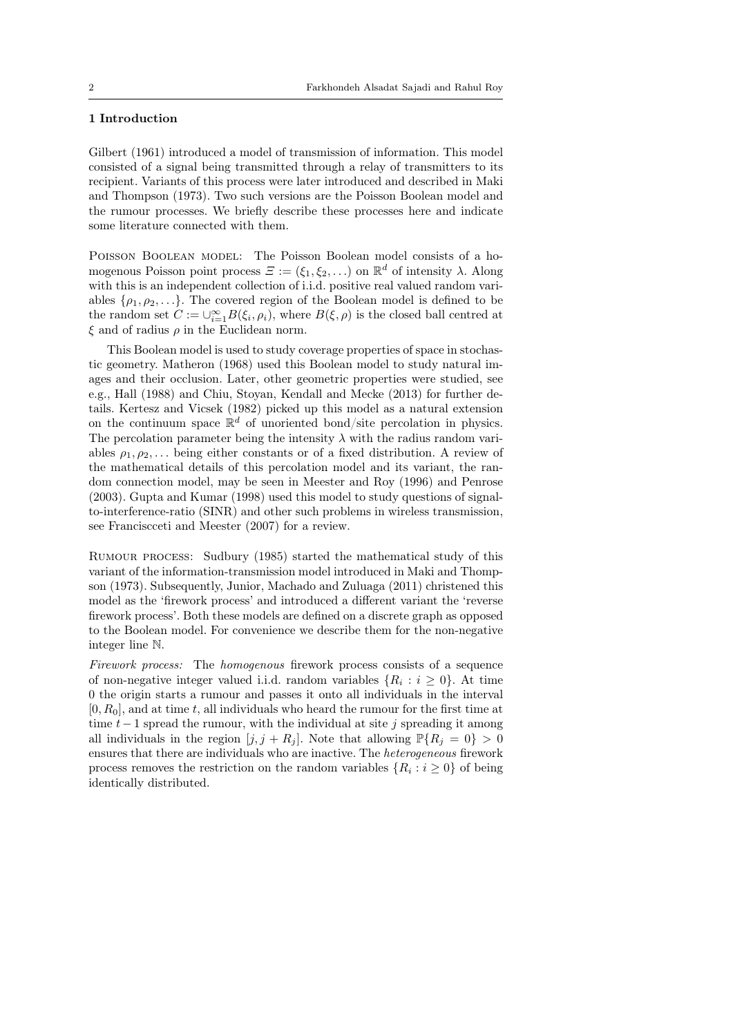## 1 Introduction

Gilbert (1961) introduced a model of transmission of information. This model consisted of a signal being transmitted through a relay of transmitters to its recipient. Variants of this process were later introduced and described in Maki and Thompson (1973). Two such versions are the Poisson Boolean model and the rumour processes. We briefly describe these processes here and indicate some literature connected with them.

Poisson Boolean model: The Poisson Boolean model consists of a homogenous Poisson point process $\Xi := (\xi_1, \xi_2, \ldots)$ on $\mathbb{R}^d$ of intensity $\lambda$. Along with this is an independent collection of i.i.d. positive real valued random variables $\{\rho_1, \rho_2, \ldots\}$. The covered region of the Boolean model is defined to be the random set $C := \cup_{i=1}^{\infty} B(\xi_i, \rho_i)$, where $B(\xi, \rho)$ is the closed ball centred at $\xi$ and of radius $\rho$ in the Euclidean norm.

This Boolean model is used to study coverage properties of space in stochastic geometry. Matheron (1968) used this Boolean model to study natural images and their occlusion. Later, other geometric properties were studied, see e.g., Hall (1988) and Chiu, Stoyan, Kendall and Mecke (2013) for further details. Kertesz and Vicsek (1982) picked up this model as a natural extension on the continuum space $\mathbb{R}^d$ of unoriented bond/site percolation in physics. The percolation parameter being the intensity $\lambda$ with the radius random variables $\rho_1, \rho_2, \ldots$ being either constants or of a fixed distribution. A review of the mathematical details of this percolation model and its variant, the random connection model, may be seen in Meester and Roy (1996) and Penrose (2003). Gupta and Kumar (1998) used this model to study questions of signal-to-interference-ratio (SINR) and other such problems in wireless transmission, see Franciscceti and Meester (2007) for a review.

Rumour process: Sudbury (1985) started the mathematical study of this variant of the information-transmission model introduced in Maki and Thompson (1973). Subsequently, Junior, Machado and Zuluaga (2011) christened this model as the 'firework process' and introduced a different variant the 'reverse firework process'. Both these models are defined on a discrete graph as opposed to the Boolean model. For convenience we describe them for the non-negative integer line $\mathbb{N}$.

*Firework process:* The *homogenous* firework process consists of a sequence of non-negative integer valued i.i.d. random variables $\{R_i : i \geq 0\}$. At time 0 the origin starts a rumour and passes it onto all individuals in the interval $[0, R_0]$, and at time $t$, all individuals who heard the rumour for the first time at time $t-1$ spread the rumour, with the individual at site $j$ spreading it among all individuals in the region $[j, j + R_j]$. Note that allowing $\mathbb{P}\{R_j = 0\} > 0$ ensures that there are individuals who are inactive. The *heterogeneous* firework process removes the restriction on the random variables $\{R_i : i \geq 0\}$ of being identically distributed.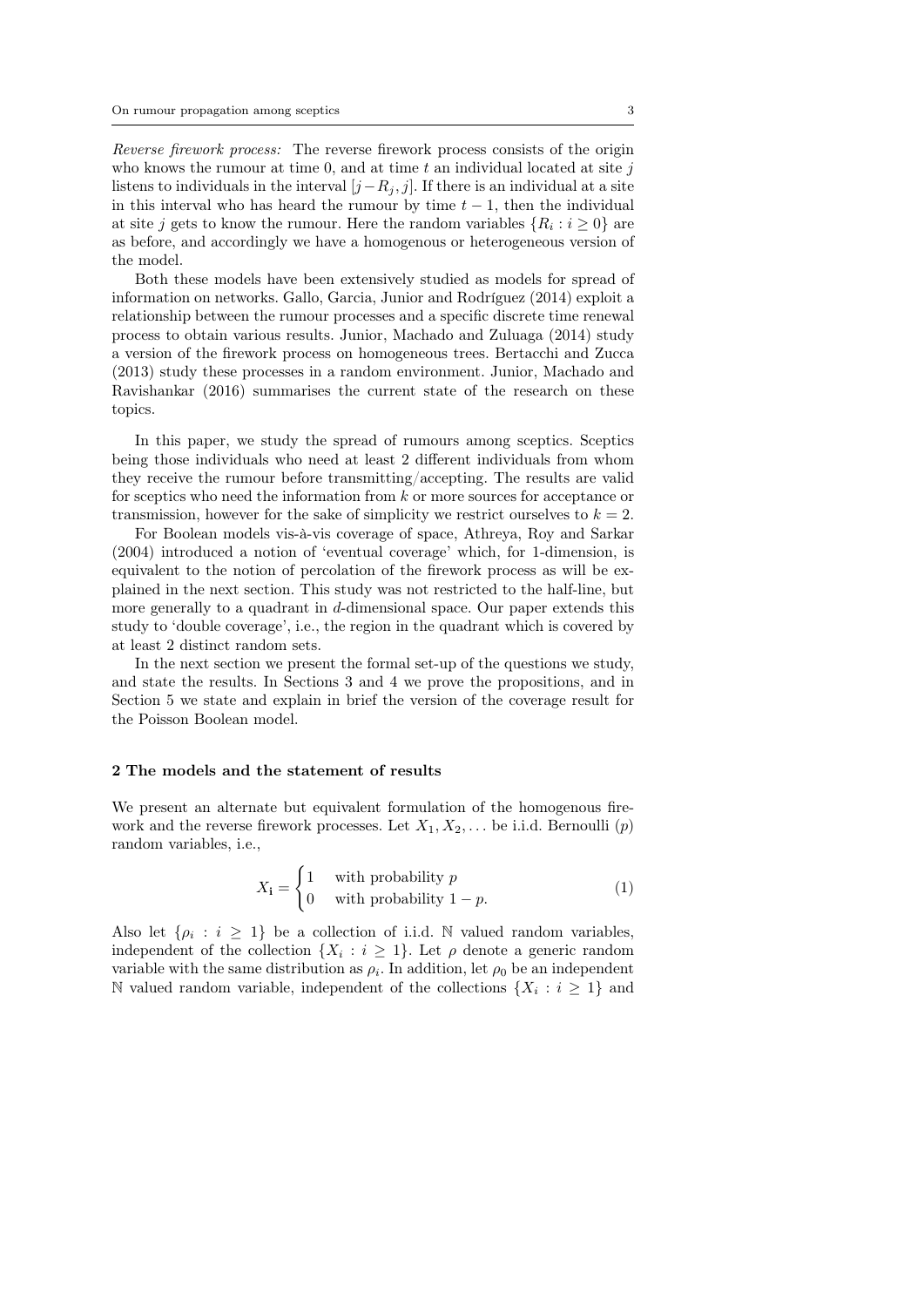*Reverse firework process:* The reverse firework process consists of the origin who knows the rumour at time 0, and at time $t$ an individual located at site $j$ listens to individuals in the interval $[j-R_j, j]$. If there is an individual at a site in this interval who has heard the rumour by time $t-1$, then the individual at site $j$ gets to know the rumour. Here the random variables $\{R_i : i \geq 0\}$ are as before, and accordingly we have a homogenous or heterogeneous version of the model.

Both these models have been extensively studied as models for spread of information on networks. Gallo, Garcia, Junior and Rodríguez (2014) exploit a relationship between the rumour processes and a specific discrete time renewal process to obtain various results. Junior, Machado and Zuluaga (2014) study a version of the firework process on homogeneous trees. Bertacchi and Zucca (2013) study these processes in a random environment. Junior, Machado and Ravishankar (2016) summarises the current state of the research on these topics.

In this paper, we study the spread of rumours among sceptics. Sceptics being those individuals who need at least 2 different individuals from whom they receive the rumour before transmitting/accepting. The results are valid for sceptics who need the information from $k$ or more sources for acceptance or transmission, however for the sake of simplicity we restrict ourselves to $k = 2$.

For Boolean models vis-à-vis coverage of space, Athreya, Roy and Sarkar (2004) introduced a notion of 'eventual coverage' which, for 1-dimension, is equivalent to the notion of percolation of the firework process as will be explained in the next section. This study was not restricted to the half-line, but more generally to a quadrant in $d$-dimensional space. Our paper extends this study to 'double coverage', i.e., the region in the quadrant which is covered by at least 2 distinct random sets.

In the next section we present the formal set-up of the questions we study, and state the results. In Sections 3 and 4 we prove the propositions, and in Section 5 we state and explain in brief the version of the coverage result for the Poisson Boolean model.

## 2 The models and the statement of results

We present an alternate but equivalent formulation of the homogenous firework and the reverse firework processes. Let $X_1, X_2, \ldots$ be i.i.d. Bernoulli $(p)$ random variables, i.e.,

$$X_{\mathbf{i}} = \begin{cases} 1 & \text{with probability } p \\ 0 & \text{with probability } 1-p. \end{cases} \tag{1}$$

Also let $\{\rho_i : i \geq 1\}$ be a collection of i.i.d. $\mathbb{N}$ valued random variables, independent of the collection $\{X_i : i \geq 1\}$. Let $\rho$ denote a generic random variable with the same distribution as $\rho_i$. In addition, let $\rho_0$ be an independent $\mathbb{N}$ valued random variable, independent of the collections $\{X_i : i \geq 1\}$ and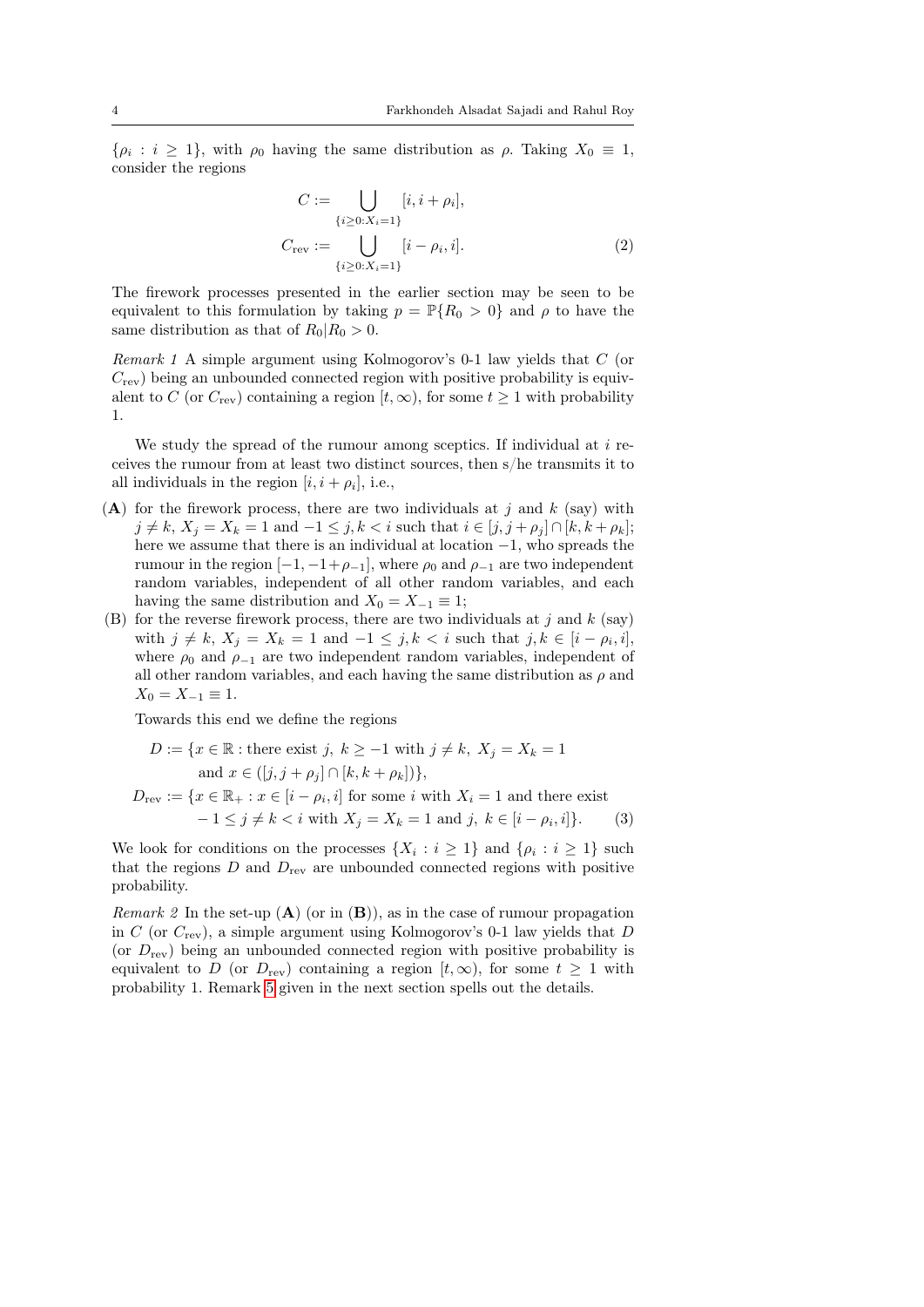$\{\rho_i : i \geq 1\}$, with $\rho_0$ having the same distribution as $\rho$. Taking $X_0 \equiv 1$, consider the regions

$$
\begin{aligned}
C &:= \bigcup_{\{i \geq 0 : X_i = 1\}} [i, i + \rho_i], \\
C_{\text{rev}} &:= \bigcup_{\{i \geq 0 : X_i = 1\}} [i - \rho_i, i]. \qquad (2)
\end{aligned}
$$

The firework processes presented in the earlier section may be seen to be equivalent to this formulation by taking $p = \mathbb{P}\{R_0 > 0\}$ and $\rho$ to have the same distribution as that of $R_0 | R_0 > 0$.

*Remark 1* A simple argument using Kolmogorov's 0-1 law yields that $C$ (or $C_{\text{rev}}$) being an unbounded connected region with positive probability is equivalent to $C$ (or $C_{\text{rev}}$) containing a region $[t, \infty)$, for some $t \geq 1$ with probability 1.

We study the spread of the rumour among sceptics. If individual at $i$ receives the rumour from at least two distinct sources, then s/he transmits it to all individuals in the region $[i, i + \rho_i]$, i.e.,

- (**A**) for the firework process, there are two individuals at $j$ and $k$ (say) with $j \neq k$, $X_j = X_k = 1$ and $-1 \leq j, k < i$ such that $i \in [j, j + \rho_j] \cap [k, k + \rho_k]$; here we assume that there is an individual at location $-1$, who spreads the rumour in the region $[-1, -1 + \rho_{-1}]$, where $\rho_0$ and $\rho_{-1}$ are two independent random variables, independent of all other random variables, and each having the same distribution and $X_0 = X_{-1} \equiv 1$;
- (B) for the reverse firework process, there are two individuals at $j$ and $k$ (say) with $j \neq k$, $X_j = X_k = 1$ and $-1 \leq j, k < i$ such that $j, k \in [i - \rho_i, i]$, where $\rho_0$ and $\rho_{-1}$ are two independent random variables, independent of all other random variables, and each having the same distribution as $\rho$ and $X_0 = X_{-1} \equiv 1$.

Towards this end we define the regions

$$
\begin{aligned}
D &:= \{x \in \mathbb{R} : \text{there exist } j,\ k \geq -1 \text{ with } j \neq k,\ X_j = X_k = 1 \\
&\qquad \text{and } x \in ([j, j + \rho_j] \cap [k, k + \rho_k])\}, \\
D_{\text{rev}} &:= \{x \in \mathbb{R}_+ : x \in [i - \rho_i, i] \text{ for some } i \text{ with } X_i = 1 \text{ and there exist} \\
&\qquad -1 \leq j \neq k < i \text{ with } X_j = X_k = 1 \text{ and } j,\ k \in [i - \rho_i, i]\}. \qquad (3)
\end{aligned}
$$

We look for conditions on the processes $\{X_i : i \geq 1\}$ and $\{\rho_i : i \geq 1\}$ such that the regions $D$ and $D_{\text{rev}}$ are unbounded connected regions with positive probability.

*Remark 2* In the set-up (**A**) (or in (**B**)), as in the case of rumour propagation in $C$ (or $C_{\text{rev}}$), a simple argument using Kolmogorov's 0-1 law yields that $D$ (or $D_{\text{rev}}$) being an unbounded connected region with positive probability is equivalent to $D$ (or $D_{\text{rev}}$) containing a region $[t, \infty)$, for some $t \geq 1$ with probability 1. Remark 5 given in the next section spells out the details.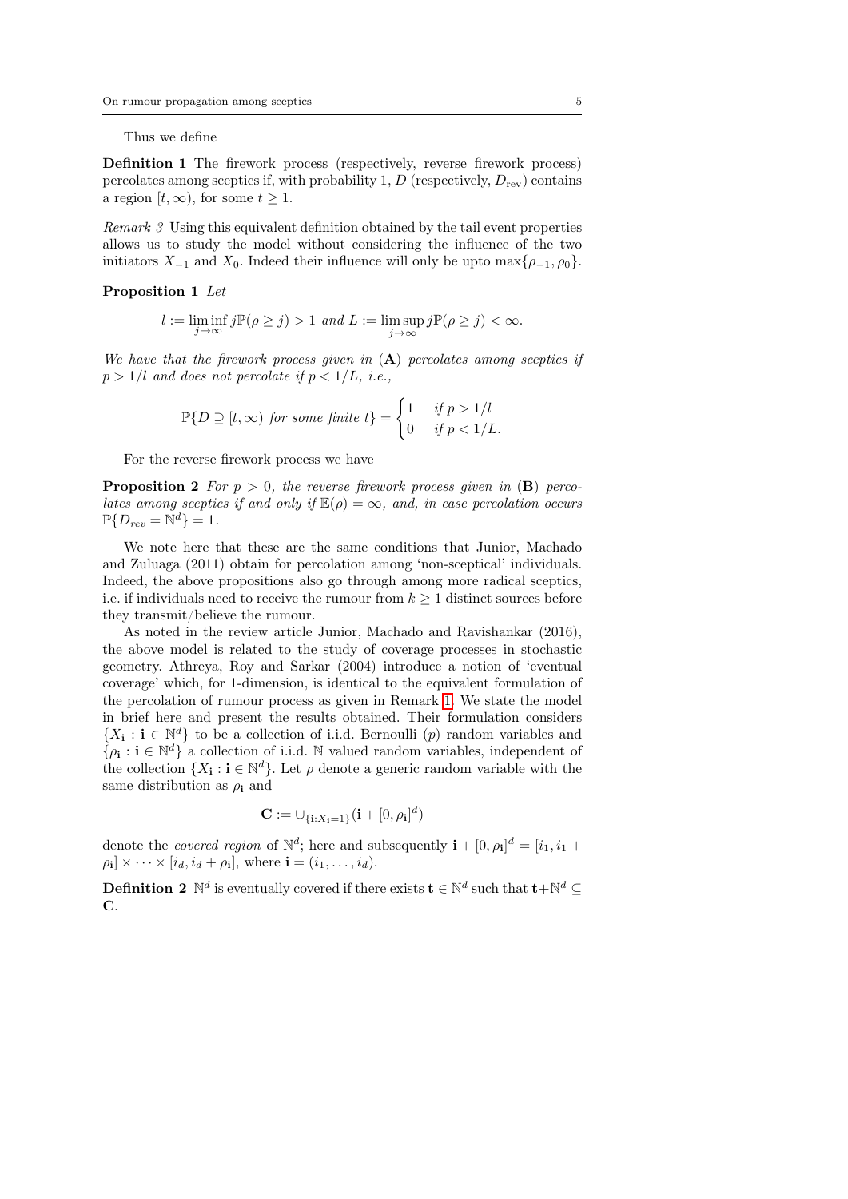Thus we define

**Definition 1** The firework process (respectively, reverse firework process) percolates among sceptics if, with probability 1, $D$ (respectively, $D_{\text{rev}}$) contains a region $[t, \infty)$, for some $t \geq 1$.

*Remark 3* Using this equivalent definition obtained by the tail event properties allows us to study the model without considering the influence of the two initiators $X_{-1}$ and $X_0$. Indeed their influence will only be upto $\max\{\rho_{-1}, \rho_0\}$.

**Proposition 1** *Let*

$$l := \liminf_{j\to\infty} j\mathbb{P}(\rho \geq j) > 1 \text{ and } L := \limsup_{j\to\infty} j\mathbb{P}(\rho \geq j) < \infty.$$

*We have that the firework process given in* (**A**) *percolates among sceptics if* $p > 1/l$ *and does not percolate if* $p < 1/L$*, i.e.,*

$$\mathbb{P}\{D \supseteq [t, \infty) \text{ for some finite } t\} = \begin{cases} 1 & \text{if } p > 1/l \\ 0 & \text{if } p < 1/L. \end{cases}$$

For the reverse firework process we have

**Proposition 2** *For* $p > 0$*, the reverse firework process given in* (**B**) *percolates among sceptics if and only if* $\mathbb{E}(\rho) = \infty$*, and, in case percolation occurs* $\mathbb{P}\{D_{rev} = \mathbb{N}^d\} = 1$.

We note here that these are the same conditions that Junior, Machado and Zuluaga (2011) obtain for percolation among 'non-sceptical' individuals. Indeed, the above propositions also go through among more radical sceptics, i.e. if individuals need to receive the rumour from $k \geq 1$ distinct sources before they transmit/believe the rumour.

As noted in the review article Junior, Machado and Ravishankar (2016), the above model is related to the study of coverage processes in stochastic geometry. Athreya, Roy and Sarkar (2004) introduce a notion of 'eventual coverage' which, for 1-dimension, is identical to the equivalent formulation of the percolation of rumour process as given in Remark 1. We state the model in brief here and present the results obtained. Their formulation considers $\{X_{\mathbf{i}} : \mathbf{i} \in \mathbb{N}^d\}$ to be a collection of i.i.d. Bernoulli ($p$) random variables and $\{\rho_{\mathbf{i}} : \mathbf{i} \in \mathbb{N}^d\}$ a collection of i.i.d. $\mathbb{N}$ valued random variables, independent of the collection $\{X_{\mathbf{i}} : \mathbf{i} \in \mathbb{N}^d\}$. Let $\rho$ denote a generic random variable with the same distribution as $\rho_{\mathbf{i}}$ and

$$\mathbf{C} := \cup_{\{\mathbf{i}: X_{\mathbf{i}}=1\}}(\mathbf{i} + [0, \rho_{\mathbf{i}}]^d)$$

denote the *covered region* of $\mathbb{N}^d$; here and subsequently $\mathbf{i} + [0, \rho_{\mathbf{i}}]^d = [i_1, i_1 + \rho_{\mathbf{i}}] \times \cdots \times [i_d, i_d + \rho_{\mathbf{i}}]$, where $\mathbf{i} = (i_1, \ldots, i_d)$.

**Definition 2** $\mathbb{N}^d$ is eventually covered if there exists $\mathbf{t} \in \mathbb{N}^d$ such that $\mathbf{t} + \mathbb{N}^d \subseteq \mathbf{C}$.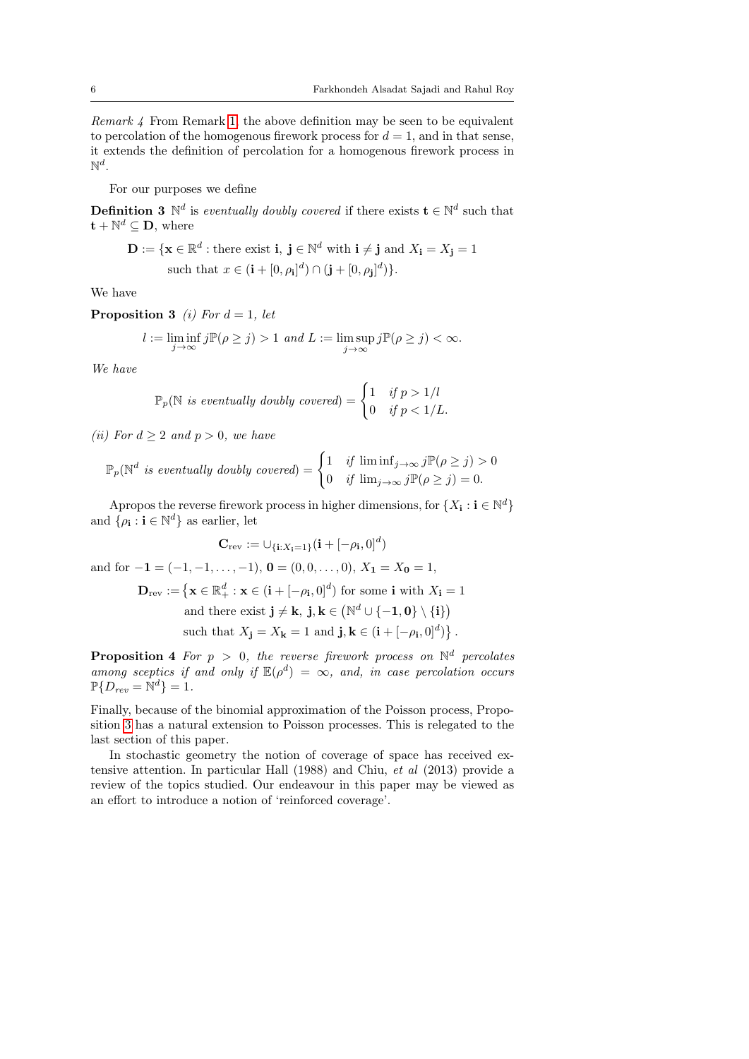*Remark 4* From Remark 1, the above definition may be seen to be equivalent to percolation of the homogenous firework process for $d = 1$, and in that sense, it extends the definition of percolation for a homogenous firework process in $\mathbb{N}^d$.

For our purposes we define

**Definition 3** $\mathbb{N}^d$ is *eventually doubly covered* if there exists $\mathbf{t} \in \mathbb{N}^d$ such that $\mathbf{t} + \mathbb{N}^d \subseteq \mathbf{D}$, where

$$\mathbf{D} := \{\mathbf{x} \in \mathbb{R}^d : \text{there exist } \mathbf{i},\ \mathbf{j} \in \mathbb{N}^d \text{ with } \mathbf{i} \neq \mathbf{j} \text{ and } X_{\mathbf{i}} = X_{\mathbf{j}} = 1$$
$$\text{such that } x \in (\mathbf{i} + [0, \rho_{\mathbf{i}}]^d) \cap (\mathbf{j} + [0, \rho_{\mathbf{j}}]^d)\}.$$

We have

**Proposition 3** *(i) For $d = 1$, let*

$$l := \liminf_{j\to\infty} j\mathbb{P}(\rho \geq j) > 1 \text{ and } L := \limsup_{j\to\infty} j\mathbb{P}(\rho \geq j) < \infty.$$

*We have*

$$\mathbb{P}_p(\mathbb{N} \text{ is eventually doubly covered}) = \begin{cases} 1 & \text{if } p > 1/l \\ 0 & \text{if } p < 1/L. \end{cases}$$

*(ii) For $d \geq 2$ and $p > 0$, we have*

$$\mathbb{P}_p(\mathbb{N}^d \text{ is eventually doubly covered}) = \begin{cases} 1 & \text{if } \liminf_{j\to\infty} j\mathbb{P}(\rho \geq j) > 0 \\ 0 & \text{if } \lim_{j\to\infty} j\mathbb{P}(\rho \geq j) = 0. \end{cases}$$

Apropos the reverse firework process in higher dimensions, for $\{X_{\mathbf{i}} : \mathbf{i} \in \mathbb{N}^d\}$ and $\{\rho_{\mathbf{i}} : \mathbf{i} \in \mathbb{N}^d\}$ as earlier, let

$$\mathbf{C}_{\text{rev}} := \cup_{\{\mathbf{i}:X_{\mathbf{i}}=1\}}(\mathbf{i} + [-\rho_{\mathbf{i}}, 0]^d)$$

and for $-\mathbf{1} = (-1, -1, \ldots, -1)$, $\mathbf{0} = (0, 0, \ldots, 0)$, $X_{\mathbf{1}} = X_{\mathbf{0}} = 1$,

$$\mathbf{D}_{\text{rev}} := \{\mathbf{x} \in \mathbb{R}^d_+ : \mathbf{x} \in (\mathbf{i} + [-\rho_{\mathbf{i}}, 0]^d) \text{ for some } \mathbf{i} \text{ with } X_{\mathbf{i}} = 1$$
$$\text{and there exist } \mathbf{j} \neq \mathbf{k},\ \mathbf{j}, \mathbf{k} \in \left(\mathbb{N}^d \cup \{-\mathbf{1}, \mathbf{0}\} \setminus \{\mathbf{i}\}\right)$$
$$\text{such that } X_{\mathbf{j}} = X_{\mathbf{k}} = 1 \text{ and } \mathbf{j}, \mathbf{k} \in (\mathbf{i} + [-\rho_{\mathbf{i}}, 0]^d)\}.$$

**Proposition 4** *For $p > 0$, the reverse firework process on $\mathbb{N}^d$ percolates among sceptics if and only if $\mathbb{E}(\rho^d) = \infty$, and, in case percolation occurs $\mathbb{P}\{D_{rev} = \mathbb{N}^d\} = 1$.*

Finally, because of the binomial approximation of the Poisson process, Proposition 3 has a natural extension to Poisson processes. This is relegated to the last section of this paper.

In stochastic geometry the notion of coverage of space has received extensive attention. In particular Hall (1988) and Chiu, *et al* (2013) provide a review of the topics studied. Our endeavour in this paper may be viewed as an effort to introduce a notion of 'reinforced coverage'.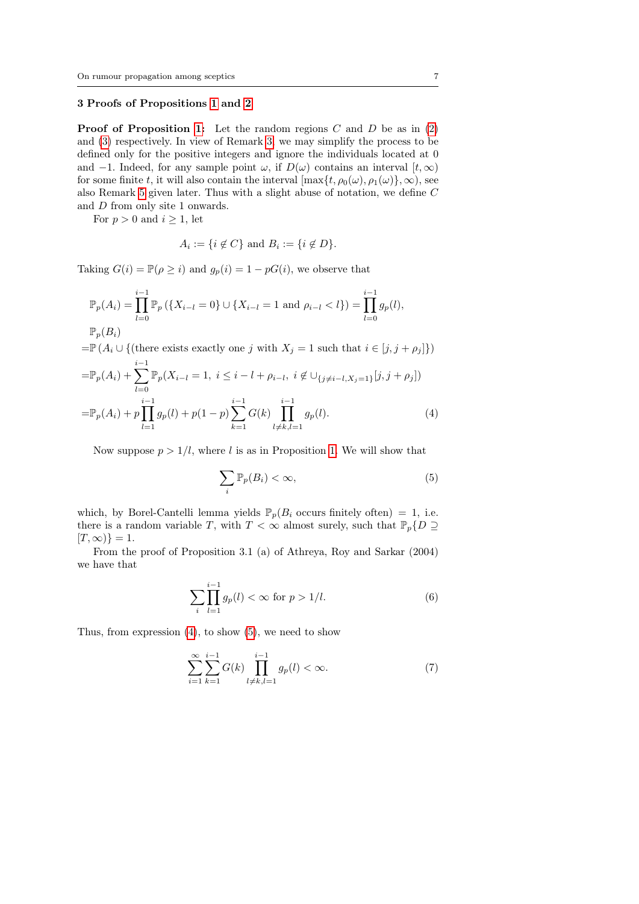### 3 Proofs of Propositions 1 and 2

**Proof of Proposition 1:** Let the random regions $C$ and $D$ be as in (2) and (3) respectively. In view of Remark 3, we may simplify the process to be defined only for the positive integers and ignore the individuals located at 0 and $-1$. Indeed, for any sample point $\omega$, if $D(\omega)$ contains an interval $[t,\infty)$ for some finite $t$, it will also contain the interval $[\max\{t,\rho_0(\omega),\rho_1(\omega)\},\infty)$, see also Remark 5 given later. Thus with a slight abuse of notation, we define $C$ and $D$ from only site 1 onwards.

For $p>0$ and $i\geq 1$, let

$$A_i := \{i \notin C\} \text{ and } B_i := \{i \notin D\}.$$

Taking $G(i) = \mathbb{P}(\rho \geq i)$ and $g_p(i) = 1 - pG(i)$, we observe that

$$\mathbb{P}_p(A_i) = \prod_{l=0}^{i-1} \mathbb{P}_p\left(\{X_{i-l}=0\} \cup \{X_{i-l}=1 \text{ and } \rho_{i-l} < l\}\right) = \prod_{l=0}^{i-1} g_p(l),$$

$$\begin{aligned}
&\mathbb{P}_p(B_i)\\
=&\mathbb{P}\left(A_i \cup \{(\text{there exists exactly one } j \text{ with } X_j=1 \text{ such that } i \in [j, j+\rho_j]\}\right)\\
=&\mathbb{P}_p(A_i) + \sum_{l=0}^{i-1} \mathbb{P}_p(X_{i-l}=1,\ i \leq i-l+\rho_{i-l},\ i \notin \cup_{\{j\neq i-l, X_j=1\}}[j, j+\rho_j])\\
=&\mathbb{P}_p(A_i) + p\prod_{l=1}^{i-1} g_p(l) + p(1-p)\sum_{k=1}^{i-1} G(k) \prod_{l\neq k, l=1}^{i-1} g_p(l). \qquad (4)
\end{aligned}$$

Now suppose $p > 1/l$, where $l$ is as in Proposition 1. We will show that

$$\sum_i \mathbb{P}_p(B_i) < \infty, \qquad (5)$$

which, by Borel-Cantelli lemma yields $\mathbb{P}_p(B_i \text{ occurs finitely often}) = 1$, i.e. there is a random variable $T$, with $T<\infty$ almost surely, such that $\mathbb{P}_p\{D \supseteq [T,\infty)\} = 1$.

From the proof of Proposition 3.1 (a) of Athreya, Roy and Sarkar (2004) we have that

$$\sum_i \prod_{l=1}^{i-1} g_p(l) < \infty \text{ for } p > 1/l. \qquad (6)$$

Thus, from expression (4), to show (5), we need to show

$$\sum_{i=1}^{\infty} \sum_{k=1}^{i-1} G(k) \prod_{l\neq k, l=1}^{i-1} g_p(l) < \infty. \qquad (7)$$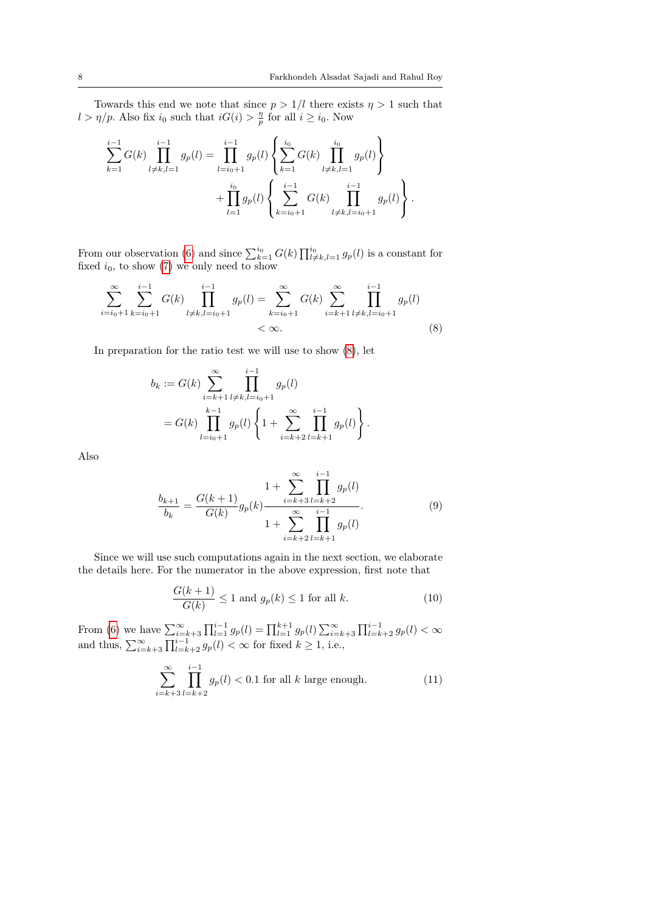Towards this end we note that since $p > 1/l$ there exists $\eta > 1$ such that $l > \eta/p$. Also fix $i_0$ such that $iG(i) > \frac{\eta}{p}$ for all $i \geq i_0$. Now

$$\sum_{k=1}^{i-1} G(k) \prod_{l \neq k, l=1}^{i-1} g_p(l) = \prod_{l=i_0+1}^{i-1} g_p(l) \left\{ \sum_{k=1}^{i_0} G(k) \prod_{l \neq k, l=1}^{i_0} g_p(l) \right\} + \prod_{l=1}^{i_0} g_p(l) \left\{ \sum_{k=i_0+1}^{i-1} G(k) \prod_{l \neq k, l=i_0+1}^{i-1} g_p(l) \right\}.$$

From our observation (6) and since $\sum_{k=1}^{i_0} G(k) \prod_{l \neq k, l=1}^{i_0} g_p(l)$ is a constant for fixed $i_0$, to show (7) we only need to show

$$\sum_{i=i_0+1}^{\infty} \sum_{k=i_0+1}^{i-1} G(k) \prod_{l \neq k, l=i_0+1}^{i-1} g_p(l) = \sum_{k=i_0+1}^{\infty} G(k) \sum_{i=k+1}^{\infty} \prod_{l \neq k, l=i_0+1}^{i-1} g_p(l) < \infty. \tag{8}$$

In preparation for the ratio test we will use to show (8), let

$$\begin{aligned} b_k &:= G(k) \sum_{i=k+1}^{\infty} \prod_{l \neq k, l=i_0+1}^{i-1} g_p(l) \\ &= G(k) \prod_{l=i_0+1}^{k-1} g_p(l) \left\{ 1 + \sum_{i=k+2}^{\infty} \prod_{l=k+1}^{i-1} g_p(l) \right\}. \end{aligned}$$

Also

$$\frac{b_{k+1}}{b_k} = \frac{G(k+1)}{G(k)} g_p(k) \frac{1 + \sum_{i=k+3}^{\infty} \prod_{l=k+2}^{i-1} g_p(l)}{1 + \sum_{i=k+2}^{\infty} \prod_{l=k+1}^{i-1} g_p(l)}. \tag{9}$$

Since we will use such computations again in the next section, we elaborate the details here. For the numerator in the above expression, first note that

$$\frac{G(k+1)}{G(k)} \leq 1 \text{ and } g_p(k) \leq 1 \text{ for all } k. \tag{10}$$

From (6) we have $\sum_{i=k+3}^{\infty} \prod_{l=1}^{i-1} g_p(l) = \prod_{l=1}^{k+1} g_p(l) \sum_{i=k+3}^{\infty} \prod_{l=k+2}^{i-1} g_p(l) < \infty$ and thus, $\sum_{i=k+3}^{\infty} \prod_{l=k+2}^{i-1} g_p(l) < \infty$ for fixed $k \geq 1$, i.e.,

$$\sum_{i=k+3}^{\infty} \prod_{l=k+2}^{i-1} g_p(l) < 0.1 \text{ for all } k \text{ large enough.} \tag{11}$$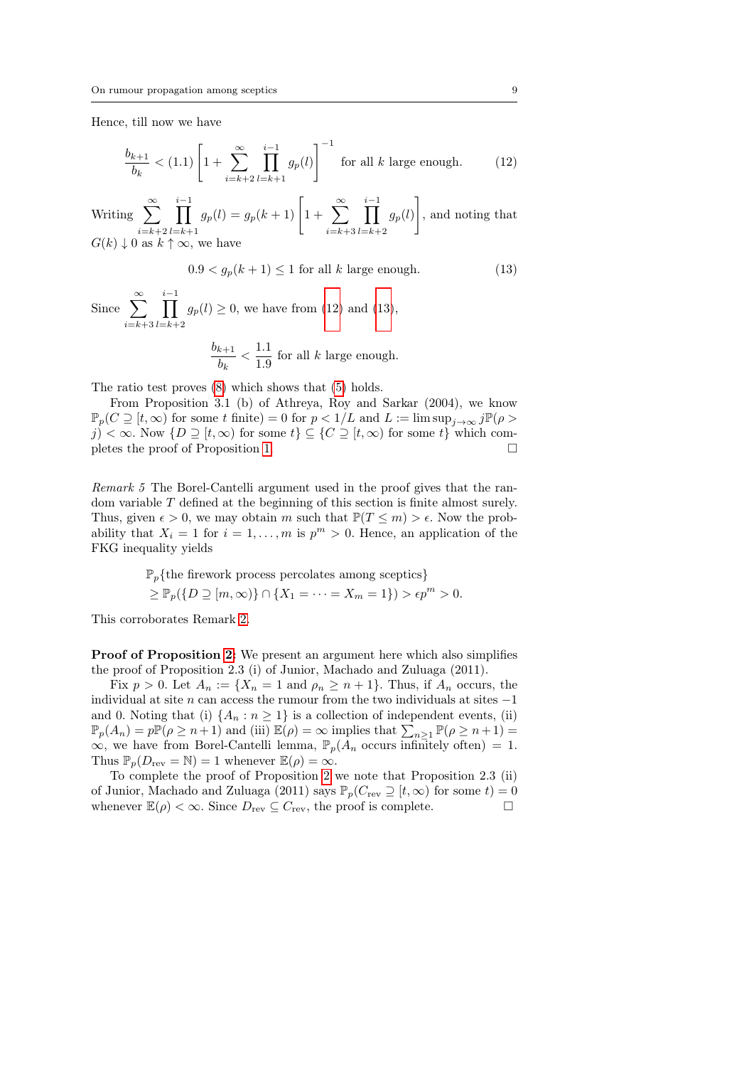Hence, till now we have

$$\frac{b_{k+1}}{b_k} < (1.1)\left[1 + \sum_{i=k+2}^{\infty} \prod_{l=k+1}^{i-1} g_p(l)\right]^{-1} \quad \text{for all } k \text{ large enough.} \tag{12}$$

Writing $\sum_{i=k+2}^{\infty} \prod_{l=k+1}^{i-1} g_p(l) = g_p(k+1)\left[1 + \sum_{i=k+3}^{\infty} \prod_{l=k+2}^{i-1} g_p(l)\right]$, and noting that $G(k) \downarrow 0$ as $k \uparrow \infty$, we have

$$0.9 < g_p(k+1) \leq 1 \text{ for all } k \text{ large enough.} \tag{13}$$

Since $\sum_{i=k+3}^{\infty} \prod_{l=k+2}^{i-1} g_p(l) \geq 0$, we have from (12) and (13),

$$\frac{b_{k+1}}{b_k} < \frac{1.1}{1.9} \text{ for all } k \text{ large enough.}$$

The ratio test proves (8) which shows that (5) holds.

From Proposition 3.1 (b) of Athreya, Roy and Sarkar (2004), we know $\mathbb{P}_p(C \supseteq [t, \infty) \text{ for some } t \text{ finite}) = 0$ for $p < 1/L$ and $L := \limsup_{j\to\infty} j\mathbb{P}(\rho > j) < \infty$. Now $\{D \supseteq [t, \infty) \text{ for some } t\} \subseteq \{C \supseteq [t, \infty) \text{ for some } t\}$ which completes the proof of Proposition 1. □

*Remark 5* The Borel-Cantelli argument used in the proof gives that the random variable $T$ defined at the beginning of this section is finite almost surely. Thus, given $\epsilon > 0$, we may obtain $m$ such that $\mathbb{P}(T \leq m) > \epsilon$. Now the probability that $X_i = 1$ for $i = 1, \ldots, m$ is $p^m > 0$. Hence, an application of the FKG inequality yields

$$\begin{aligned} &\mathbb{P}_p\{\text{the firework process percolates among sceptics}\} \\ &\geq \mathbb{P}_p(\{D \supseteq [m, \infty)\} \cap \{X_1 = \cdots = X_m = 1\}) > \epsilon p^m > 0. \end{aligned}$$

This corroborates Remark 2.

**Proof of Proposition 2:** We present an argument here which also simplifies the proof of Proposition 2.3 (i) of Junior, Machado and Zuluaga (2011).

Fix $p > 0$. Let $A_n := \{X_n = 1 \text{ and } \rho_n \geq n+1\}$. Thus, if $A_n$ occurs, the individual at site $n$ can access the rumour from the two individuals at sites $-1$ and 0. Noting that (i) $\{A_n : n \geq 1\}$ is a collection of independent events, (ii) $\mathbb{P}_p(A_n) = p\mathbb{P}(\rho \geq n+1)$ and (iii) $\mathbb{E}(\rho) = \infty$ implies that $\sum_{n\geq 1} \mathbb{P}(\rho \geq n+1) = \infty$, we have from Borel-Cantelli lemma, $\mathbb{P}_p(A_n \text{ occurs infinitely often}) = 1$. Thus $\mathbb{P}_p(D_{\text{rev}} = \mathbb{N}) = 1$ whenever $\mathbb{E}(\rho) = \infty$.

To complete the proof of Proposition 2 we note that Proposition 2.3 (ii) of Junior, Machado and Zuluaga (2011) says $\mathbb{P}_p(C_{\text{rev}} \supseteq [t, \infty) \text{ for some } t) = 0$ whenever $\mathbb{E}(\rho) < \infty$. Since $D_{\text{rev}} \subseteq C_{\text{rev}}$, the proof is complete. □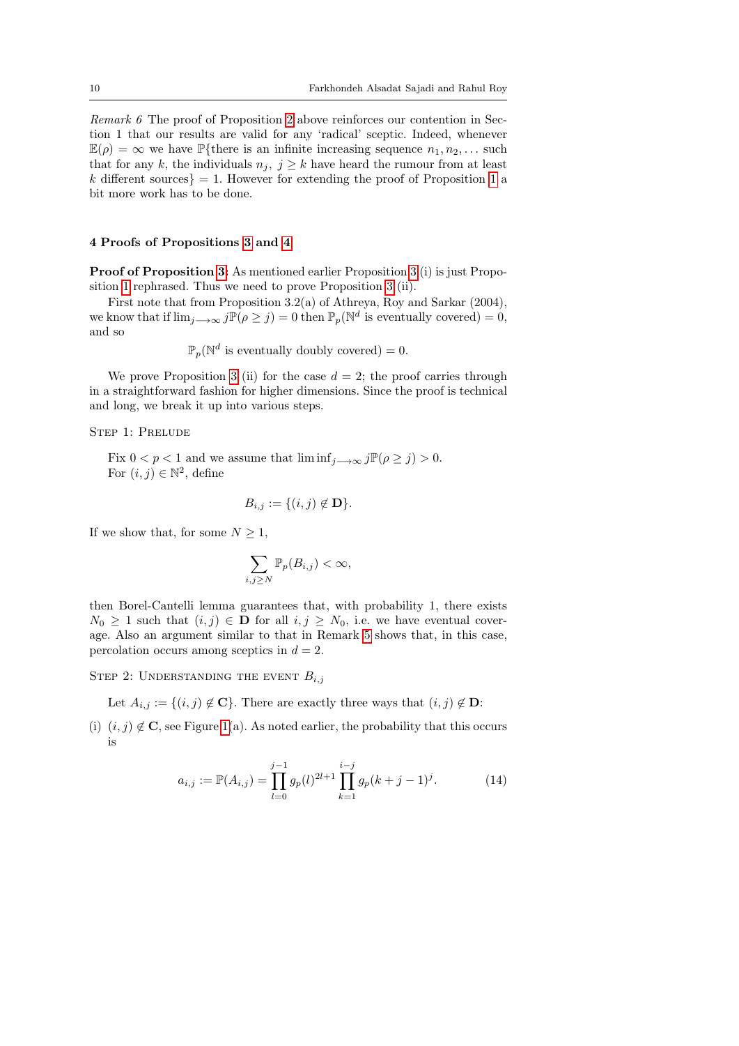*Remark 6* The proof of Proposition 2 above reinforces our contention in Section 1 that our results are valid for any 'radical' sceptic. Indeed, whenever $\mathbb{E}(\rho) = \infty$ we have $\mathbb{P}\{$there is an infinite increasing sequence $n_1, n_2, \ldots$ such that for any $k$, the individuals $n_j$, $j \geq k$ have heard the rumour from at least $k$ different sources$\} = 1$. However for extending the proof of Proposition 1 a bit more work has to be done.

## 4 Proofs of Propositions 3 and 4

**Proof of Proposition 3:** As mentioned earlier Proposition 3 (i) is just Proposition 1 rephrased. Thus we need to prove Proposition 3 (ii).

First note that from Proposition 3.2(a) of Athreya, Roy and Sarkar (2004), we know that if $\lim_{j \longrightarrow \infty} j\mathbb{P}(\rho \geq j) = 0$ then $\mathbb{P}_p(\mathbb{N}^d$ is eventually covered$) = 0$, and so

$$\mathbb{P}_p(\mathbb{N}^d \text{ is eventually doubly covered}) = 0.$$

We prove Proposition 3 (ii) for the case $d = 2$; the proof carries through in a straightforward fashion for higher dimensions. Since the proof is technical and long, we break it up into various steps.

STEP 1: PRELUDE

Fix $0 < p < 1$ and we assume that $\liminf_{j \longrightarrow \infty} j\mathbb{P}(\rho \geq j) > 0$.
For $(i, j) \in \mathbb{N}^2$, define

$$B_{i,j} := \{(i, j) \notin \mathbf{D}\}.$$

If we show that, for some $N \geq 1$,

$$\sum_{i,j \geq N} \mathbb{P}_p(B_{i,j}) < \infty,$$

then Borel-Cantelli lemma guarantees that, with probability 1, there exists $N_0 \geq 1$ such that $(i, j) \in \mathbf{D}$ for all $i, j \geq N_0$, i.e. we have eventual coverage. Also an argument similar to that in Remark 5 shows that, in this case, percolation occurs among sceptics in $d = 2$.

STEP 2: UNDERSTANDING THE EVENT $B_{i,j}$

Let $A_{i,j} := \{(i, j) \notin \mathbf{C}\}$. There are exactly three ways that $(i, j) \notin \mathbf{D}$:

(i) $(i, j) \notin \mathbf{C}$, see Figure 1(a). As noted earlier, the probability that this occurs is

$$a_{i,j} := \mathbb{P}(A_{i,j}) = \prod_{l=0}^{j-1} g_p(l)^{2l+1} \prod_{k=1}^{i-j} g_p(k + j - 1)^j. \tag{14}$$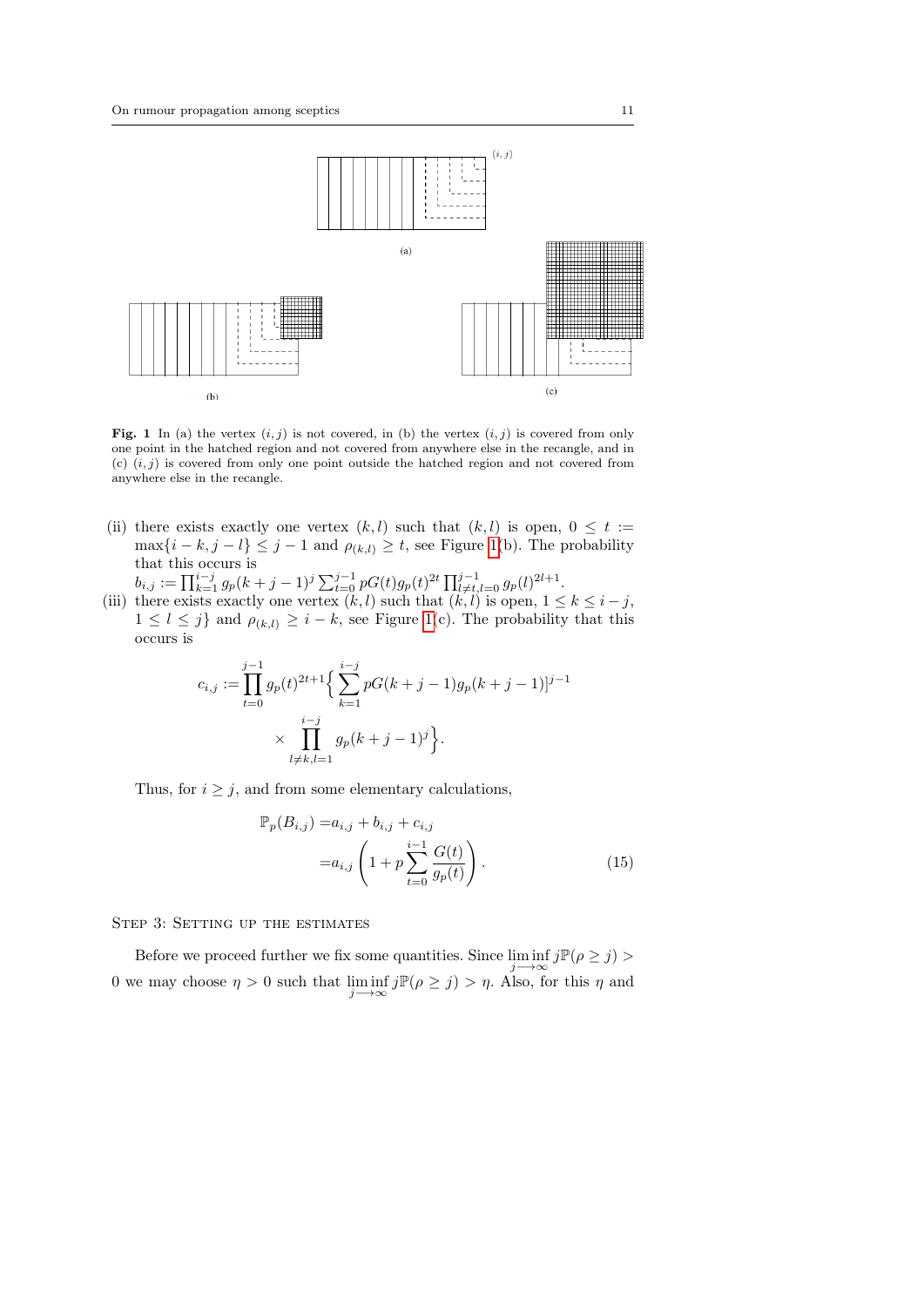**Fig. 1** In (a) the vertex $(i, j)$ is not covered, in (b) the vertex $(i, j)$ is covered from only one point in the hatched region and not covered from anywhere else in the recangle, and in (c) $(i, j)$ is covered from only one point outside the hatched region and not covered from anywhere else in the recangle.

(ii) there exists exactly one vertex $(k, l)$ such that $(k, l)$ is open, $0 \leq t := \max\{i - k, j - l\} \leq j - 1$ and $\rho_{(k,l)} \geq t$, see Figure 1(b). The probability that this occurs is
$b_{i,j} := \prod_{k=1}^{i-j} g_p(k + j - 1)^j \sum_{t=0}^{j-1} pG(t) g_p(t)^{2t} \prod_{l \neq t, l=0}^{j-1} g_p(l)^{2l+1}$.

(iii) there exists exactly one vertex $(k, l)$ such that $(k, l)$ is open, $1 \leq k \leq i - j$, $1 \leq l \leq j\}$ and $\rho_{(k,l)} \geq i - k$, see Figure 1(c). The probability that this occurs is

$$c_{i,j} := \prod_{t=0}^{j-1} g_p(t)^{2t+1} \Big\{ \sum_{k=1}^{i-j} pG(k + j - 1) g_p(k + j - 1)]^{j-1} \times \prod_{l \neq k, l=1}^{i-j} g_p(k + j - 1)^j \Big\}.$$

Thus, for $i \geq j$, and from some elementary calculations,

$$\mathbb{P}_p(B_{i,j}) = a_{i,j} + b_{i,j} + c_{i,j} = a_{i,j} \left( 1 + p \sum_{t=0}^{i-1} \frac{G(t)}{g_p(t)} \right). \tag{15}$$

Step 3: Setting up the estimates

Before we proceed further we fix some quantities. Since $\liminf_{j \longrightarrow \infty} j\mathbb{P}(\rho \geq j) > 0$ we may choose $\eta > 0$ such that $\liminf_{j \longrightarrow \infty} j\mathbb{P}(\rho \geq j) > \eta$. Also, for this $\eta$ and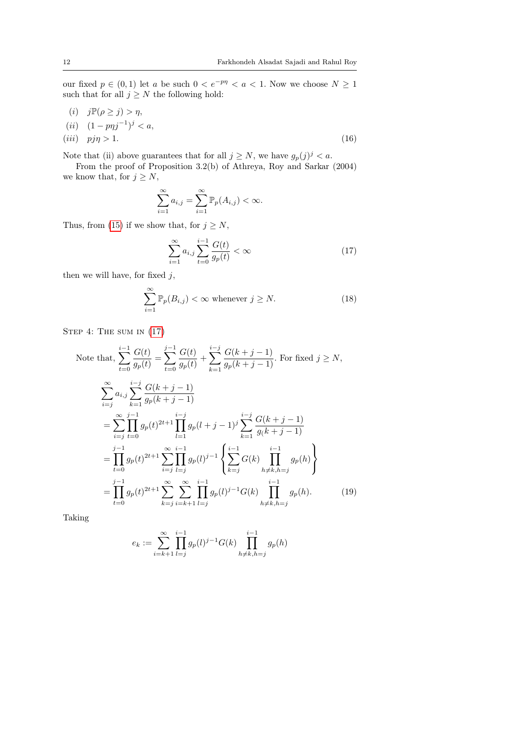our fixed $p \in (0,1)$ let $a$ be such $0 < e^{-p\eta} < a < 1$. Now we choose $N \geq 1$ such that for all $j \geq N$ the following hold:

$$
\begin{aligned}
&(i) \quad j\mathbb{P}(\rho \geq j) > \eta, \\
&(ii) \quad (1 - p\eta j^{-1})^j < a, \\
&(iii) \quad pj\eta > 1.
\end{aligned}
\tag{16}
$$

Note that (ii) above guarantees that for all $j \geq N$, we have $g_p(j)^j < a$.

From the proof of Proposition 3.2(b) of Athreya, Roy and Sarkar (2004) we know that, for $j \geq N$,

$$\sum_{i=1}^{\infty} a_{i,j} = \sum_{i=1}^{\infty} \mathbb{P}_p(A_{i,j}) < \infty.$$

Thus, from (15) if we show that, for $j \geq N$,

$$\sum_{i=1}^{\infty} a_{i,j} \sum_{t=0}^{i-1} \frac{G(t)}{g_p(t)} < \infty \tag{17}$$

then we will have, for fixed $j$,

$$\sum_{i=1}^{\infty} \mathbb{P}_p(B_{i,j}) < \infty \text{ whenever } j \geq N. \tag{18}$$

Step 4: The sum in (17)

Note that, $\displaystyle\sum_{t=0}^{i-1} \frac{G(t)}{g_p(t)} = \sum_{t=0}^{j-1} \frac{G(t)}{g_p(t)} + \sum_{k=1}^{i-j} \frac{G(k+j-1)}{g_p(k+j-1)}$. For fixed $j \geq N$,

$$
\begin{aligned}
&\sum_{i=j}^{\infty} a_{i,j} \sum_{k=1}^{i-j} \frac{G(k+j-1)}{g_p(k+j-1)} \\
&= \sum_{i=j}^{\infty} \prod_{t=0}^{j-1} g_p(t)^{2t+1} \prod_{l=1}^{i-j} g_p(l+j-1)^j \sum_{k=1}^{i-j} \frac{G(k+j-1)}{g(k+j-1)} \\
&= \prod_{t=0}^{j-1} g_p(t)^{2t+1} \sum_{i=j}^{\infty} \prod_{l=j}^{i-1} g_p(l)^{j-1} \left\{ \sum_{k=j}^{i-1} G(k) \prod_{h \neq k, h=j}^{i-1} g_p(h) \right\} \\
&= \prod_{t=0}^{j-1} g_p(t)^{2t+1} \sum_{k=j}^{\infty} \sum_{i=k+1}^{\infty} \prod_{l=j}^{i-1} g_p(l)^{j-1} G(k) \prod_{h \neq k, h=j}^{i-1} g_p(h).
\end{aligned}
\tag{19}
$$

Taking

$$e_k := \sum_{i=k+1}^{\infty} \prod_{l=j}^{i-1} g_p(l)^{j-1} G(k) \prod_{h \neq k, h=j}^{i-1} g_p(h)$$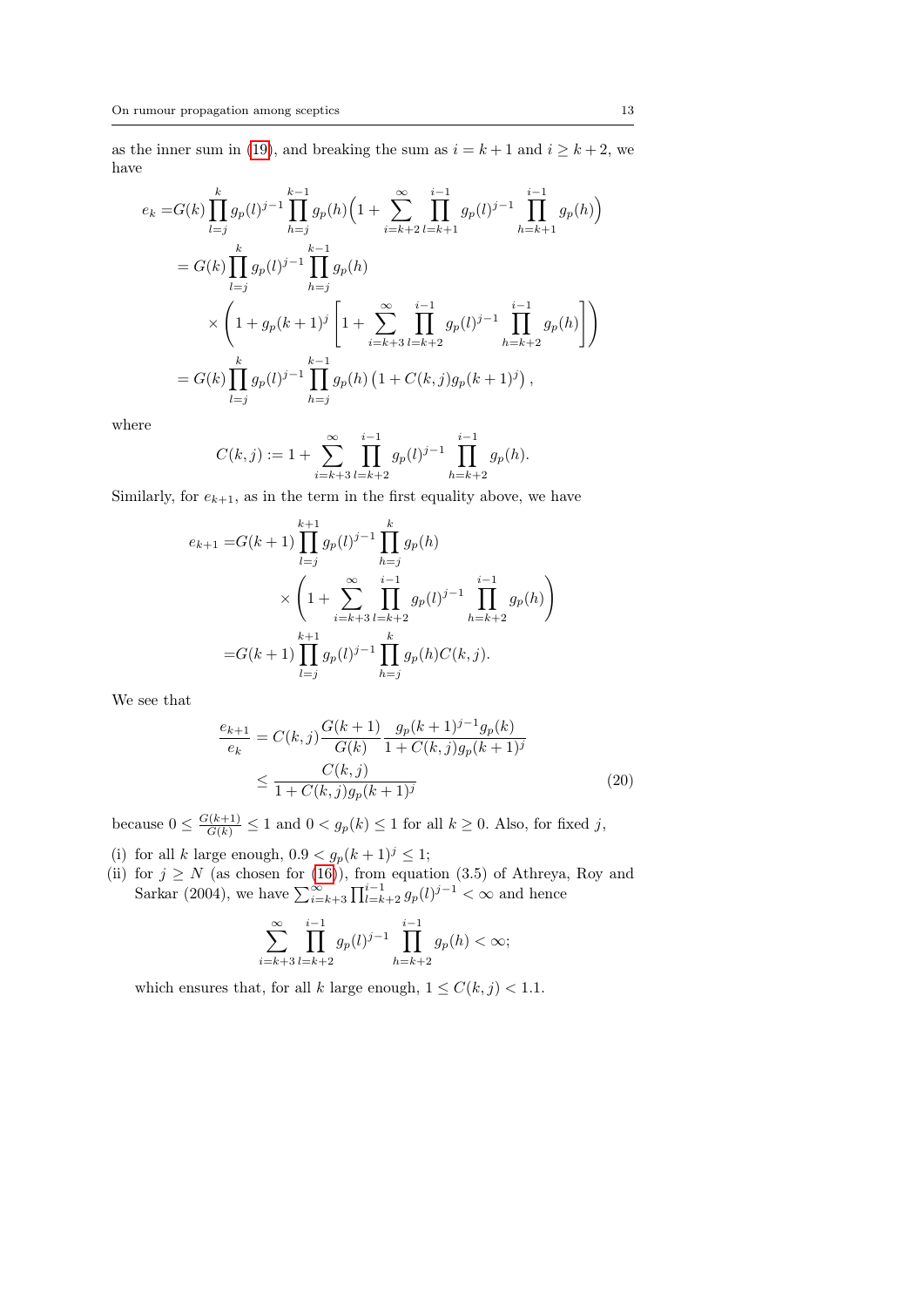as the inner sum in (19), and breaking the sum as $i = k+1$ and $i \geq k+2$, we have

$$
\begin{aligned}
e_k =& G(k) \prod_{l=j}^{k} g_p(l)^{j-1} \prod_{h=j}^{k-1} g_p(h) \Big(1 + \sum_{i=k+2}^{\infty} \prod_{l=k+1}^{i-1} g_p(l)^{j-1} \prod_{h=k+1}^{i-1} g_p(h)\Big) \\
&= G(k) \prod_{l=j}^{k} g_p(l)^{j-1} \prod_{h=j}^{k-1} g_p(h) \\
&\quad \times \left(1 + g_p(k+1)^j \left[1 + \sum_{i=k+3}^{\infty} \prod_{l=k+2}^{i-1} g_p(l)^{j-1} \prod_{h=k+2}^{i-1} g_p(h)\right]\right) \\
&= G(k) \prod_{l=j}^{k} g_p(l)^{j-1} \prod_{h=j}^{k-1} g_p(h) \left(1 + C(k,j) g_p(k+1)^j\right),
\end{aligned}
$$

where

$$
C(k,j) := 1 + \sum_{i=k+3}^{\infty} \prod_{l=k+2}^{i-1} g_p(l)^{j-1} \prod_{h=k+2}^{i-1} g_p(h).
$$

Similarly, for $e_{k+1}$, as in the term in the first equality above, we have

$$
\begin{aligned}
e_{k+1} =& G(k+1) \prod_{l=j}^{k+1} g_p(l)^{j-1} \prod_{h=j}^{k} g_p(h) \\
&\quad \times \left(1 + \sum_{i=k+3}^{\infty} \prod_{l=k+2}^{i-1} g_p(l)^{j-1} \prod_{h=k+2}^{i-1} g_p(h)\right) \\
=& G(k+1) \prod_{l=j}^{k+1} g_p(l)^{j-1} \prod_{h=j}^{k} g_p(h) C(k,j).
\end{aligned}
$$

We see that

$$
\begin{aligned}
\frac{e_{k+1}}{e_k} &= C(k,j) \frac{G(k+1)}{G(k)} \frac{g_p(k+1)^{j-1} g_p(k)}{1 + C(k,j) g_p(k+1)^j} \\
&\leq \frac{C(k,j)}{1 + C(k,j) g_p(k+1)^j}
\end{aligned}
\tag{20}
$$

because $0 \leq \frac{G(k+1)}{G(k)} \leq 1$ and $0 < g_p(k) \leq 1$ for all $k \geq 0$. Also, for fixed $j$,

(i) for all $k$ large enough, $0.9 < g_p(k+1)^j \leq 1$;

(ii) for $j \geq N$ (as chosen for (16)), from equation (3.5) of Athreya, Roy and Sarkar (2004), we have $\sum_{i=k+3}^{\infty} \prod_{l=k+2}^{i-1} g_p(l)^{j-1} < \infty$ and hence

$$
\sum_{i=k+3}^{\infty} \prod_{l=k+2}^{i-1} g_p(l)^{j-1} \prod_{h=k+2}^{i-1} g_p(h) < \infty;
$$

which ensures that, for all $k$ large enough, $1 \leq C(k,j) < 1.1$.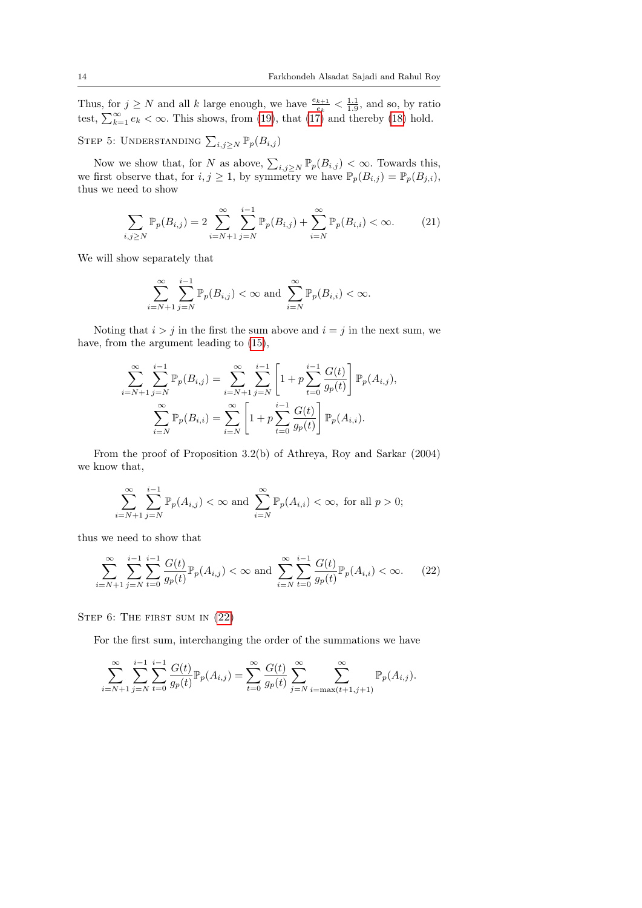Thus, for $j \geq N$ and all $k$ large enough, we have $\frac{e_{k+1}}{e_k} < \frac{1.1}{1.9}$, and so, by ratio test, $\sum_{k=1}^{\infty} e_k < \infty$. This shows, from (19), that (17) and thereby (18) hold.

STEP 5: UNDERSTANDING $\sum_{i,j \geq N} \mathbb{P}_p(B_{i,j})$

Now we show that, for $N$ as above, $\sum_{i,j \geq N} \mathbb{P}_p(B_{i,j}) < \infty$. Towards this, we first observe that, for $i, j \geq 1$, by symmetry we have $\mathbb{P}_p(B_{i,j}) = \mathbb{P}_p(B_{j,i})$, thus we need to show

$$\sum_{i,j \geq N} \mathbb{P}_p(B_{i,j}) = 2 \sum_{i=N+1}^{\infty} \sum_{j=N}^{i-1} \mathbb{P}_p(B_{i,j}) + \sum_{i=N}^{\infty} \mathbb{P}_p(B_{i,i}) < \infty. \tag{21}$$

We will show separately that

$$\sum_{i=N+1}^{\infty} \sum_{j=N}^{i-1} \mathbb{P}_p(B_{i,j}) < \infty \text{ and } \sum_{i=N}^{\infty} \mathbb{P}_p(B_{i,i}) < \infty.$$

Noting that $i > j$ in the first the sum above and $i = j$ in the next sum, we have, from the argument leading to (15),

$$\sum_{i=N+1}^{\infty} \sum_{j=N}^{i-1} \mathbb{P}_p(B_{i,j}) = \sum_{i=N+1}^{\infty} \sum_{j=N}^{i-1} \left[1 + p \sum_{t=0}^{i-1} \frac{G(t)}{g_p(t)}\right] \mathbb{P}_p(A_{i,j}),$$

$$\sum_{i=N}^{\infty} \mathbb{P}_p(B_{i,i}) = \sum_{i=N}^{\infty} \left[1 + p \sum_{t=0}^{i-1} \frac{G(t)}{g_p(t)}\right] \mathbb{P}_p(A_{i,i}).$$

From the proof of Proposition 3.2(b) of Athreya, Roy and Sarkar (2004) we know that,

$$\sum_{i=N+1}^{\infty} \sum_{j=N}^{i-1} \mathbb{P}_p(A_{i,j}) < \infty \text{ and } \sum_{i=N}^{\infty} \mathbb{P}_p(A_{i,i}) < \infty, \text{ for all } p > 0;$$

thus we need to show that

$$\sum_{i=N+1}^{\infty} \sum_{j=N}^{i-1} \sum_{t=0}^{i-1} \frac{G(t)}{g_p(t)} \mathbb{P}_p(A_{i,j}) < \infty \text{ and } \sum_{i=N}^{\infty} \sum_{t=0}^{i-1} \frac{G(t)}{g_p(t)} \mathbb{P}_p(A_{i,i}) < \infty. \tag{22}$$

STEP 6: THE FIRST SUM IN (22)

For the first sum, interchanging the order of the summations we have

$$\sum_{i=N+1}^{\infty} \sum_{j=N}^{i-1} \sum_{t=0}^{i-1} \frac{G(t)}{g_p(t)} \mathbb{P}_p(A_{i,j}) = \sum_{t=0}^{\infty} \frac{G(t)}{g_p(t)} \sum_{j=N}^{\infty} \sum_{i=\max(t+1,j+1)}^{\infty} \mathbb{P}_p(A_{i,j}).$$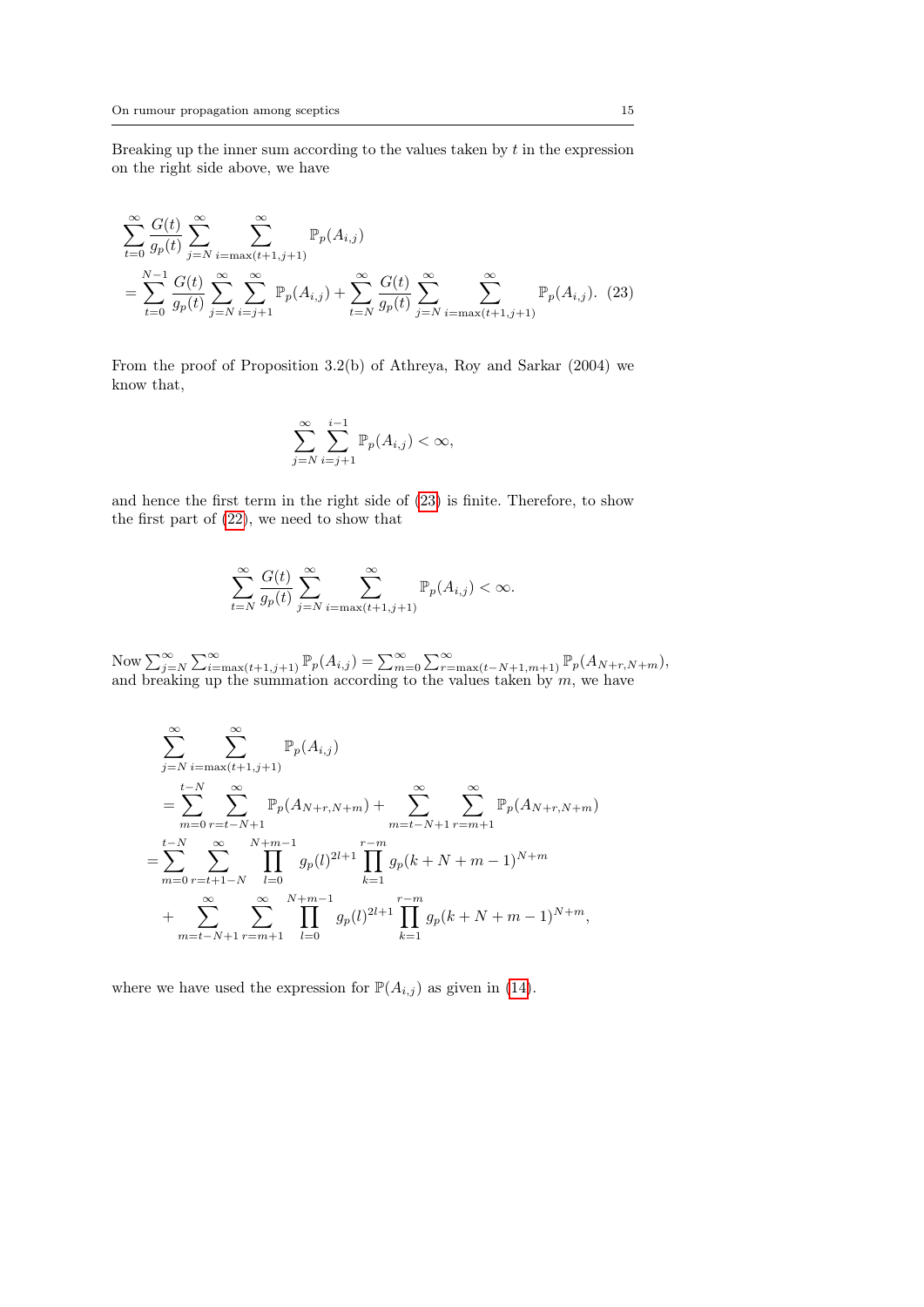Breaking up the inner sum according to the values taken by $t$ in the expression on the right side above, we have

$$
\begin{aligned}
&\sum_{t=0}^{\infty} \frac{G(t)}{g_p(t)} \sum_{j=N}^{\infty} \sum_{i=\max(t+1,j+1)}^{\infty} \mathbb{P}_p(A_{i,j}) \\
&= \sum_{t=0}^{N-1} \frac{G(t)}{g_p(t)} \sum_{j=N}^{\infty} \sum_{i=j+1}^{\infty} \mathbb{P}_p(A_{i,j}) + \sum_{t=N}^{\infty} \frac{G(t)}{g_p(t)} \sum_{j=N}^{\infty} \sum_{i=\max(t+1,j+1)}^{\infty} \mathbb{P}_p(A_{i,j}). \quad (23)
\end{aligned}
$$

From the proof of Proposition 3.2(b) of Athreya, Roy and Sarkar (2004) we know that,

$$
\sum_{j=N}^{\infty} \sum_{i=j+1}^{i-1} \mathbb{P}_p(A_{i,j}) < \infty,
$$

and hence the first term in the right side of (23) is finite. Therefore, to show the first part of (22), we need to show that

$$
\sum_{t=N}^{\infty} \frac{G(t)}{g_p(t)} \sum_{j=N}^{\infty} \sum_{i=\max(t+1,j+1)}^{\infty} \mathbb{P}_p(A_{i,j}) < \infty.
$$

Now $\sum_{j=N}^{\infty} \sum_{i=\max(t+1,j+1)}^{\infty} \mathbb{P}_p(A_{i,j}) = \sum_{m=0}^{\infty} \sum_{r=\max(t-N+1,m+1)}^{\infty} \mathbb{P}_p(A_{N+r,N+m})$, and breaking up the summation according to the values taken by $m$, we have

$$
\begin{aligned}
&\sum_{j=N}^{\infty} \sum_{i=\max(t+1,j+1)}^{\infty} \mathbb{P}_p(A_{i,j}) \\
&= \sum_{m=0}^{t-N} \sum_{r=t-N+1}^{\infty} \mathbb{P}_p(A_{N+r,N+m}) + \sum_{m=t-N+1}^{\infty} \sum_{r=m+1}^{\infty} \mathbb{P}_p(A_{N+r,N+m}) \\
&= \sum_{m=0}^{t-N} \sum_{r=t+1-N}^{\infty} \prod_{l=0}^{N+m-1} g_p(l)^{2l+1} \prod_{k=1}^{r-m} g_p(k+N+m-1)^{N+m} \\
&\quad + \sum_{m=t-N+1}^{\infty} \sum_{r=m+1}^{\infty} \prod_{l=0}^{N+m-1} g_p(l)^{2l+1} \prod_{k=1}^{r-m} g_p(k+N+m-1)^{N+m},
\end{aligned}
$$

where we have used the expression for $\mathbb{P}(A_{i,j})$ as given in (14).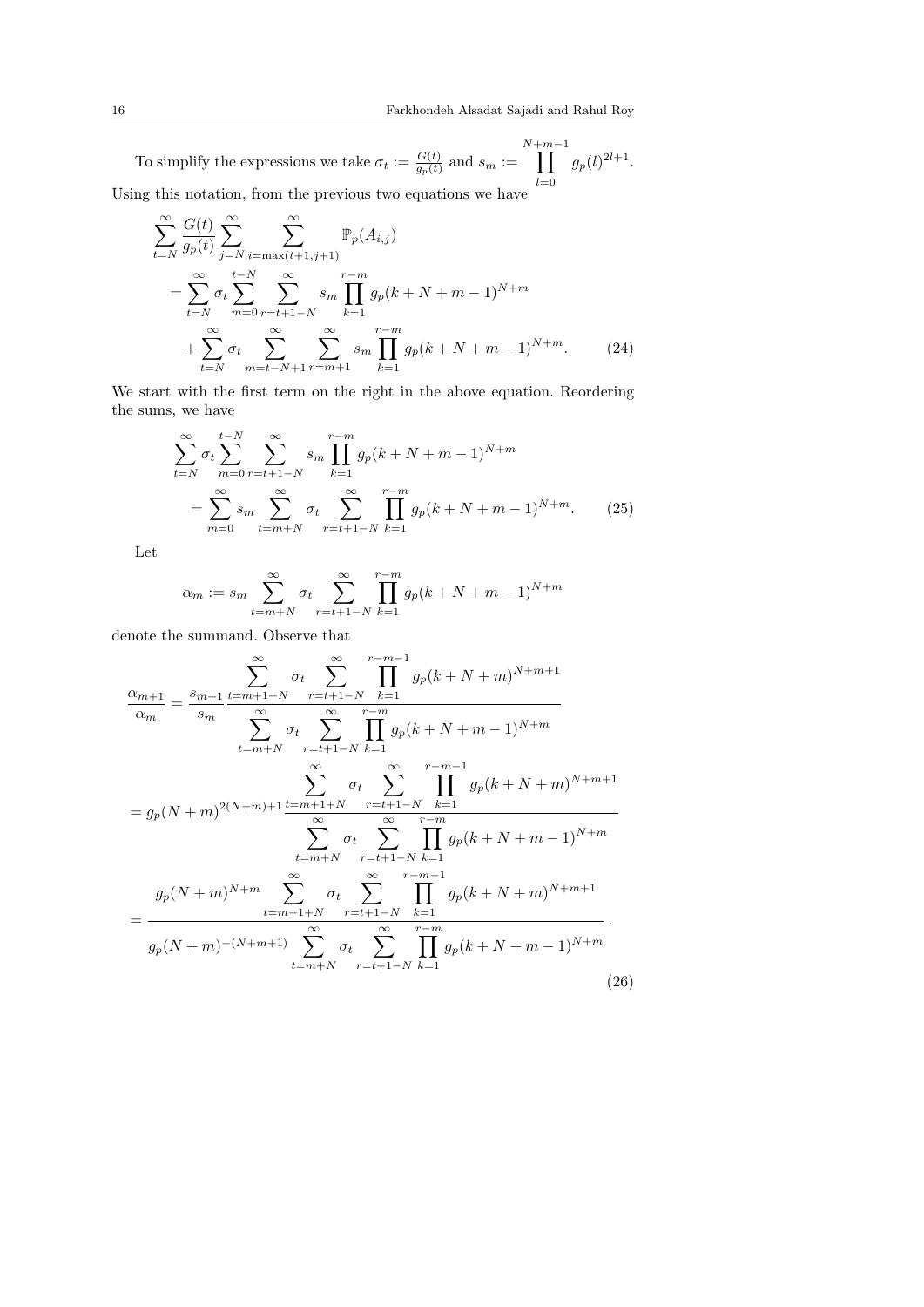To simplify the expressions we take $\sigma_t := \frac{G(t)}{g_p(t)}$ and $s_m := \displaystyle\prod_{l=0}^{N+m-1} g_p(l)^{2l+1}$. Using this notation, from the previous two equations we have

$$
\begin{aligned}
\sum_{t=N}^{\infty} \frac{G(t)}{g_p(t)} \sum_{j=N}^{\infty} & \sum_{i=\max(t+1,j+1)}^{\infty} \mathbb{P}_p(A_{i,j}) \\
&= \sum_{t=N}^{\infty} \sigma_t \sum_{m=0}^{t-N} \sum_{r=t+1-N}^{\infty} s_m \prod_{k=1}^{r-m} g_p(k+N+m-1)^{N+m} \\
&\quad + \sum_{t=N}^{\infty} \sigma_t \sum_{m=t-N+1}^{\infty} \sum_{r=m+1}^{\infty} s_m \prod_{k=1}^{r-m} g_p(k+N+m-1)^{N+m}. \qquad (24)
\end{aligned}
$$

We start with the first term on the right in the above equation. Reordering the sums, we have

$$
\begin{aligned}
\sum_{t=N}^{\infty} \sigma_t & \sum_{m=0}^{t-N} \sum_{r=t+1-N}^{\infty} s_m \prod_{k=1}^{r-m} g_p(k+N+m-1)^{N+m} \\
&= \sum_{m=0}^{\infty} s_m \sum_{t=m+N}^{\infty} \sigma_t \sum_{r=t+1-N}^{\infty} \prod_{k=1}^{r-m} g_p(k+N+m-1)^{N+m}. \qquad (25)
\end{aligned}
$$

Let

$$
\alpha_m := s_m \sum_{t=m+N}^{\infty} \sigma_t \sum_{r=t+1-N}^{\infty} \prod_{k=1}^{r-m} g_p(k+N+m-1)^{N+m}
$$

denote the summand. Observe that

$$
\begin{aligned}
\frac{\alpha_{m+1}}{\alpha_m} &= \frac{s_{m+1}}{s_m} \frac{\displaystyle\sum_{t=m+1+N}^{\infty} \sigma_t \sum_{r=t+1-N}^{\infty} \prod_{k=1}^{r-m-1} g_p(k+N+m)^{N+m+1}}{\displaystyle\sum_{t=m+N}^{\infty} \sigma_t \sum_{r=t+1-N}^{\infty} \prod_{k=1}^{r-m} g_p(k+N+m-1)^{N+m}} \\
&= g_p(N+m)^{2(N+m)+1} \frac{\displaystyle\sum_{t=m+1+N}^{\infty} \sigma_t \sum_{r=t+1-N}^{\infty} \prod_{k=1}^{r-m-1} g_p(k+N+m)^{N+m+1}}{\displaystyle\sum_{t=m+N}^{\infty} \sigma_t \sum_{r=t+1-N}^{\infty} \prod_{k=1}^{r-m} g_p(k+N+m-1)^{N+m}} \\
&= \frac{g_p(N+m)^{N+m} \displaystyle\sum_{t=m+1+N}^{\infty} \sigma_t \sum_{r=t+1-N}^{\infty} \prod_{k=1}^{r-m-1} g_p(k+N+m)^{N+m+1}}{g_p(N+m)^{-(N+m+1)} \displaystyle\sum_{t=m+N}^{\infty} \sigma_t \sum_{r=t+1-N}^{\infty} \prod_{k=1}^{r-m} g_p(k+N+m-1)^{N+m}}.
\end{aligned}
\qquad (26)
$$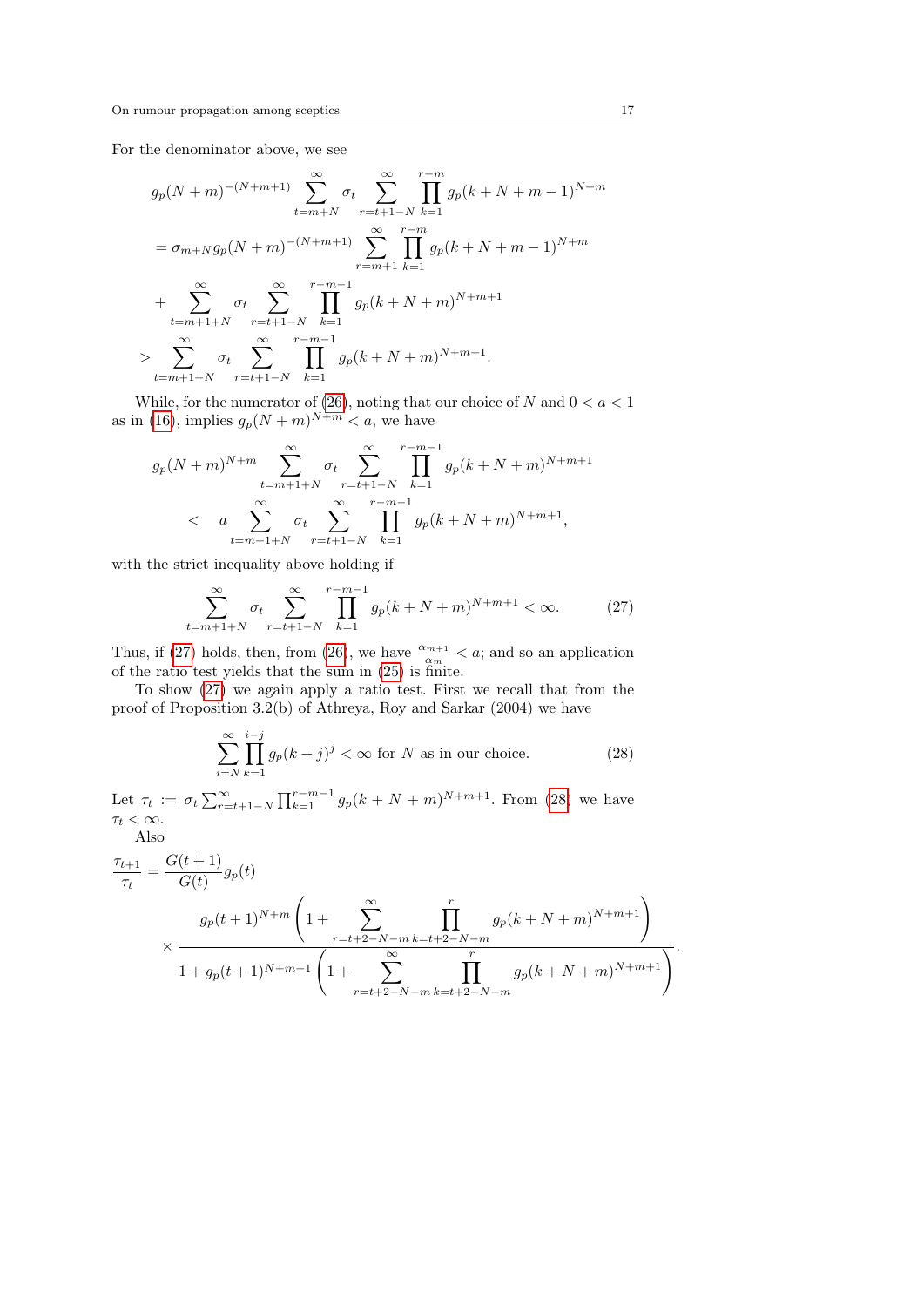For the denominator above, we see

$$
\begin{aligned}
&g_p(N+m)^{-(N+m+1)} \sum_{t=m+N}^{\infty} \sigma_t \sum_{r=t+1-N}^{\infty} \prod_{k=1}^{r-m} g_p(k+N+m-1)^{N+m} \\
&= \sigma_{m+N} g_p(N+m)^{-(N+m+1)} \sum_{r=m+1}^{\infty} \prod_{k=1}^{r-m} g_p(k+N+m-1)^{N+m} \\
&+ \sum_{t=m+1+N}^{\infty} \sigma_t \sum_{r=t+1-N}^{\infty} \prod_{k=1}^{r-m-1} g_p(k+N+m)^{N+m+1} \\
&> \sum_{t=m+1+N}^{\infty} \sigma_t \sum_{r=t+1-N}^{\infty} \prod_{k=1}^{r-m-1} g_p(k+N+m)^{N+m+1}.
\end{aligned}
$$

While, for the numerator of (26), noting that our choice of $N$ and $0 < a < 1$ as in (16), implies $g_p(N+m)^{N+m} < a$, we have

$$
\begin{aligned}
&g_p(N+m)^{N+m} \sum_{t=m+1+N}^{\infty} \sigma_t \sum_{r=t+1-N}^{\infty} \prod_{k=1}^{r-m-1} g_p(k+N+m)^{N+m+1} \\
&< \quad a \sum_{t=m+1+N}^{\infty} \sigma_t \sum_{r=t+1-N}^{\infty} \prod_{k=1}^{r-m-1} g_p(k+N+m)^{N+m+1},
\end{aligned}
$$

with the strict inequality above holding if

$$
\sum_{t=m+1+N}^{\infty} \sigma_t \sum_{r=t+1-N}^{\infty} \prod_{k=1}^{r-m-1} g_p(k+N+m)^{N+m+1} < \infty. \tag{27}
$$

Thus, if (27) holds, then, from (26), we have $\frac{\alpha_{m+1}}{\alpha_m} < a$; and so an application of the ratio test yields that the sum in (25) is finite.

To show (27) we again apply a ratio test. First we recall that from the proof of Proposition 3.2(b) of Athreya, Roy and Sarkar (2004) we have

$$
\sum_{i=N}^{\infty} \prod_{k=1}^{i-j} g_p(k+j)^j < \infty \text{ for } N \text{ as in our choice.} \tag{28}
$$

Let $\tau_t := \sigma_t \sum_{r=t+1-N}^{\infty} \prod_{k=1}^{r-m-1} g_p(k+N+m)^{N+m+1}$. From (28) we have $\tau_t < \infty$.

Also

$$
\begin{aligned}
\frac{\tau_{t+1}}{\tau_t} &= \frac{G(t+1)}{G(t)} g_p(t) \\
&\times \frac{g_p(t+1)^{N+m} \left(1 + \sum_{r=t+2-N-m}^{\infty} \prod_{k=t+2-N-m}^{r} g_p(k+N+m)^{N+m+1}\right)}{1 + g_p(t+1)^{N+m+1} \left(1 + \sum_{r=t+2-N-m}^{\infty} \prod_{k=t+2-N-m}^{r} g_p(k+N+m)^{N+m+1}\right)}.
\end{aligned}
$$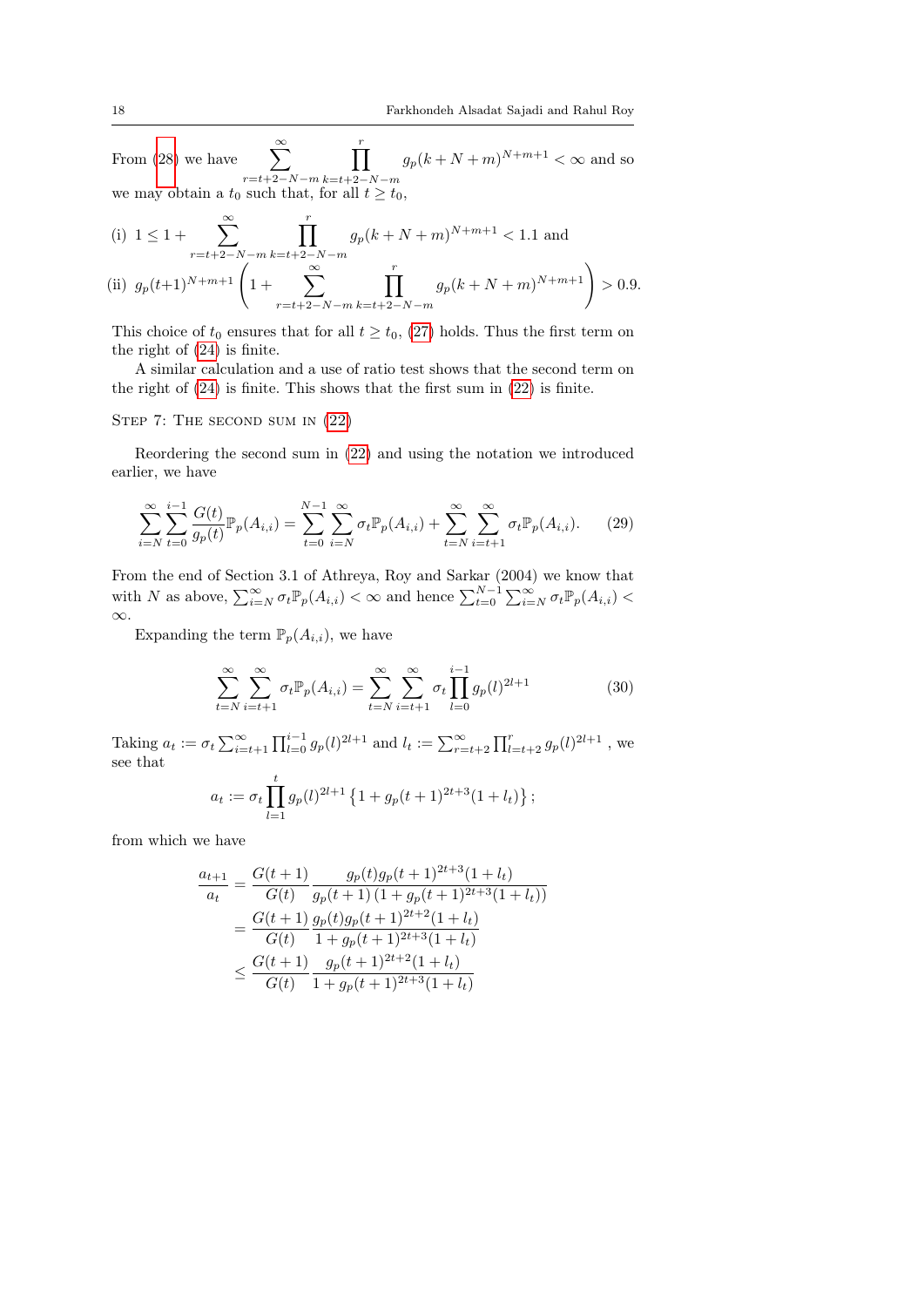From (28) we have $\sum_{r=t+2-N-m}^{\infty} \prod_{k=t+2-N-m}^{r} g_p(k+N+m)^{N+m+1} < \infty$ and so we may obtain a $t_0$ such that, for all $t \geq t_0$,

(i) $1 \leq 1 + \sum_{r=t+2-N-m}^{\infty} \prod_{k=t+2-N-m}^{r} g_p(k+N+m)^{N+m+1} < 1.1$ and

(ii) $g_p(t+1)^{N+m+1} \left( 1 + \sum_{r=t+2-N-m}^{\infty} \prod_{k=t+2-N-m}^{r} g_p(k+N+m)^{N+m+1} \right) > 0.9.$

This choice of $t_0$ ensures that for all $t \geq t_0$, (27) holds. Thus the first term on the right of (24) is finite.

A similar calculation and a use of ratio test shows that the second term on the right of (24) is finite. This shows that the first sum in (22) is finite.

Step 7: The second sum in (22)

Reordering the second sum in (22) and using the notation we introduced earlier, we have

$$\sum_{i=N}^{\infty} \sum_{t=0}^{i-1} \frac{G(t)}{g_p(t)} \mathbb{P}_p(A_{i,i}) = \sum_{t=0}^{N-1} \sum_{i=N}^{\infty} \sigma_t \mathbb{P}_p(A_{i,i}) + \sum_{t=N}^{\infty} \sum_{i=t+1}^{\infty} \sigma_t \mathbb{P}_p(A_{i,i}). \tag{29}$$

From the end of Section 3.1 of Athreya, Roy and Sarkar (2004) we know that with $N$ as above, $\sum_{i=N}^{\infty} \sigma_t \mathbb{P}_p(A_{i,i}) < \infty$ and hence $\sum_{t=0}^{N-1} \sum_{i=N}^{\infty} \sigma_t \mathbb{P}_p(A_{i,i}) < \infty$.

Expanding the term $\mathbb{P}_p(A_{i,i})$, we have

$$\sum_{t=N}^{\infty} \sum_{i=t+1}^{\infty} \sigma_t \mathbb{P}_p(A_{i,i}) = \sum_{t=N}^{\infty} \sum_{i=t+1}^{\infty} \sigma_t \prod_{l=0}^{i-1} g_p(l)^{2l+1} \tag{30}$$

Taking $a_t := \sigma_t \sum_{i=t+1}^{\infty} \prod_{l=0}^{i-1} g_p(l)^{2l+1}$ and $l_t := \sum_{r=t+2}^{\infty} \prod_{l=t+2}^{r} g_p(l)^{2l+1}$ , we see that

$$a_t := \sigma_t \prod_{l=1}^{t} g_p(l)^{2l+1} \left\{ 1 + g_p(t+1)^{2t+3}(1 + l_t) \right\};$$

from which we have

$$\begin{aligned}
\frac{a_{t+1}}{a_t} &= \frac{G(t+1)}{G(t)} \frac{g_p(t) g_p(t+1)^{2t+3}(1+l_t)}{g_p(t+1)\left(1 + g_p(t+1)^{2t+3}(1+l_t)\right)} \\
&= \frac{G(t+1)}{G(t)} \frac{g_p(t) g_p(t+1)^{2t+2}(1+l_t)}{1 + g_p(t+1)^{2t+3}(1+l_t)} \\
&\leq \frac{G(t+1)}{G(t)} \frac{g_p(t+1)^{2t+2}(1+l_t)}{1 + g_p(t+1)^{2t+3}(1+l_t)}
\end{aligned}$$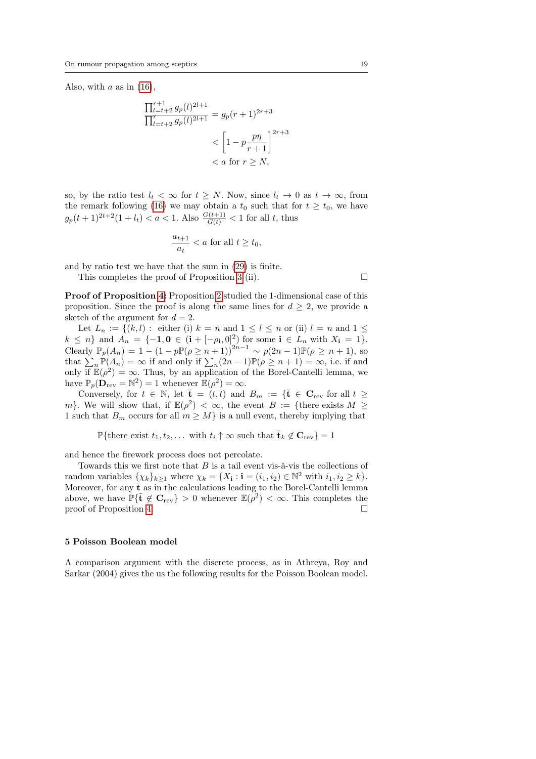Also, with $a$ as in (16),

$$\frac{\prod_{l=t+2}^{r+1} g_p(l)^{2l+1}}{\prod_{l=t+2}^{r} g_p(l)^{2l+1}} = g_p(r+1)^{2r+3}$$
$$< \left[1 - p\frac{p\eta}{r+1}\right]^{2r+3}$$
$$< a \text{ for } r \geq N,$$

so, by the ratio test $l_t < \infty$ for $t \geq N$. Now, since $l_t \to 0$ as $t \to \infty$, from the remark following (16) we may obtain a $t_0$ such that for $t \geq t_0$, we have $g_p(t+1)^{2t+2}(1+l_t) < a < 1$. Also $\frac{G(t+1)}{G(t)} < 1$ for all $t$, thus

$$\frac{a_{t+1}}{a_t} < a \text{ for all } t \geq t_0,$$

and by ratio test we have that the sum in (29) is finite.

This completes the proof of Proposition 3 (ii). $\square$

**Proof of Proposition 4:** Proposition 2 studied the 1-dimensional case of this proposition. Since the proof is along the same lines for $d \geq 2$, we provide a sketch of the argument for $d = 2$.

Let $L_n := \{(k,l) :$ either (i) $k = n$ and $1 \leq l \leq n$ or (ii) $l = n$ and $1 \leq k \leq n\}$ and $A_n = \{-\mathbf{1}, \mathbf{0} \in (\mathbf{i} + [-\rho_{\mathbf{i}}, 0]^2)$ for some $\mathbf{i} \in L_n$ with $X_{\mathbf{i}} = 1\}$. Clearly $\mathbb{P}_p(A_n) = 1 - (1 - p\mathbb{P}(\rho \geq n+1))^{2n-1} \sim p(2n-1)\mathbb{P}(\rho \geq n+1)$, so that $\sum_n \mathbb{P}(A_n) = \infty$ if and only if $\sum_n (2n-1)\mathbb{P}(\rho \geq n+1) = \infty$, i.e. if and only if $\mathbb{E}(\rho^2) = \infty$. Thus, by an application of the Borel-Cantelli lemma, we have $\mathbb{P}_p(\mathbf{D}_{\text{rev}} = \mathbb{N}^2) = 1$ whenever $\mathbb{E}(\rho^2) = \infty$.

Conversely, for $t \in \mathbb{N}$, let $\bar{\mathbf{t}} = (t,t)$ and $B_m := \{\bar{\mathbf{t}} \in \mathbf{C}_{\text{rev}}$ for all $t \geq m\}$. We will show that, if $\mathbb{E}(\rho^2) < \infty$, the event $B :=$ {there exists $M \geq 1$ such that $B_m$ occurs for all $m \geq M$} is a null event, thereby implying that

$$\mathbb{P}\{\text{there exist } t_1, t_2, \dots \text{ with } t_i \uparrow \infty \text{ such that } \bar{\mathbf{t}}_k \notin \mathbf{C}_{\text{rev}}\} = 1$$

and hence the firework process does not percolate.

Towards this we first note that $B$ is a tail event vis-à-vis the collections of random variables $\{\chi_k\}_{k\geq 1}$ where $\chi_k = \{X_{\mathbf{i}} : \mathbf{i} = (i_1, i_2) \in \mathbb{N}^2$ with $i_1, i_2 \geq k\}$. Moreover, for any $\bar{\mathbf{t}}$ as in the calculations leading to the Borel-Cantelli lemma above, we have $\mathbb{P}\{\bar{\mathbf{t}} \notin \mathbf{C}_{\text{rev}}\} > 0$ whenever $\mathbb{E}(\rho^2) < \infty$. This completes the proof of Proposition 4. $\square$

## 5 Poisson Boolean model

A comparison argument with the discrete process, as in Athreya, Roy and Sarkar (2004) gives the us the following results for the Poisson Boolean model.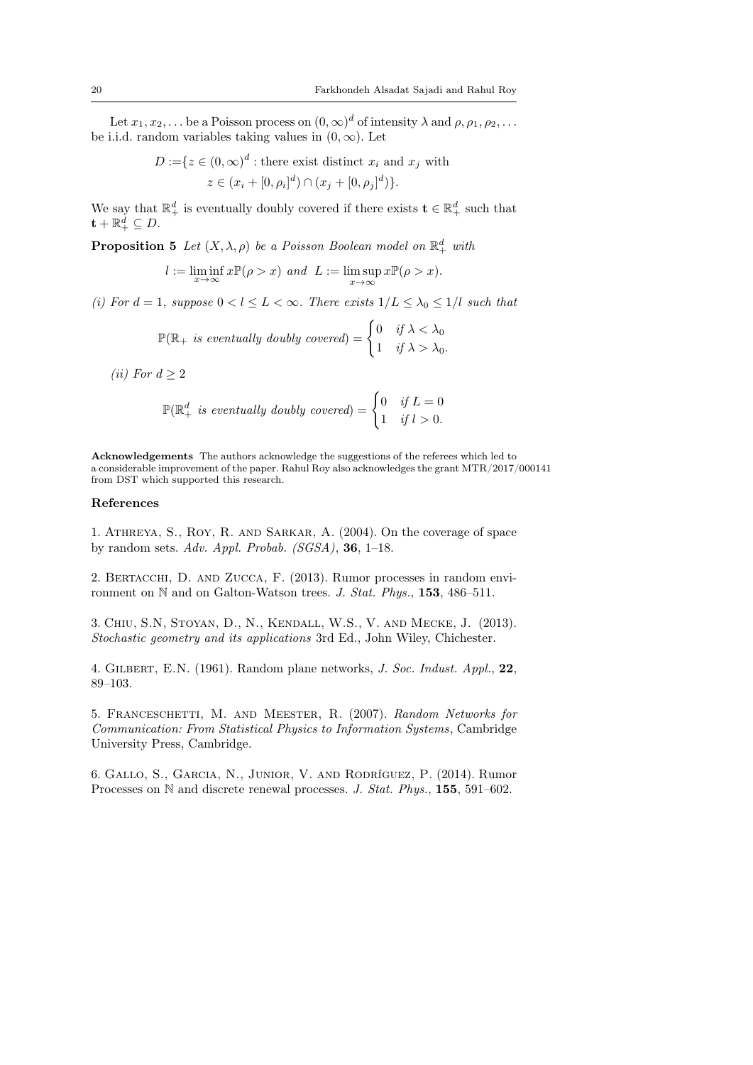Let $x_1, x_2, \ldots$ be a Poisson process on $(0,\infty)^d$ of intensity $\lambda$ and $\rho, \rho_1, \rho_2, \ldots$ be i.i.d. random variables taking values in $(0,\infty)$. Let

$$
\begin{aligned}
D := \{ & z \in (0,\infty)^d : \text{there exist distinct } x_i \text{ and } x_j \text{ with} \\
& z \in (x_i + [0,\rho_i]^d) \cap (x_j + [0,\rho_j]^d)\}.
\end{aligned}
$$

We say that $\mathbb{R}_+^d$ is eventually doubly covered if there exists $\mathbf{t} \in \mathbb{R}_+^d$ such that $\mathbf{t} + \mathbb{R}_+^d \subseteq D$.

**Proposition 5** *Let $(X, \lambda, \rho)$ be a Poisson Boolean model on $\mathbb{R}_+^d$ with*

$$
l := \liminf_{x\to\infty} x\mathbb{P}(\rho > x) \text{ and } L := \limsup_{x\to\infty} x\mathbb{P}(\rho > x).
$$

*(i) For $d = 1$, suppose $0 < l \leq L < \infty$. There exists $1/L \leq \lambda_0 \leq 1/l$ such that*

$$
\mathbb{P}(\mathbb{R}_+ \text{ is eventually doubly covered}) = \begin{cases} 0 & \text{if } \lambda < \lambda_0 \\ 1 & \text{if } \lambda > \lambda_0. \end{cases}
$$

*(ii) For $d \geq 2$*

$$
\mathbb{P}(\mathbb{R}_+^d \text{ is eventually doubly covered}) = \begin{cases} 0 & \text{if } L = 0 \\ 1 & \text{if } l > 0. \end{cases}
$$

**Acknowledgements** The authors acknowledge the suggestions of the referees which led to a considerable improvement of the paper. Rahul Roy also acknowledges the grant MTR/2017/000141 from DST which supported this research.

## References

1. Athreya, S., Roy, R. and Sarkar, A. (2004). On the coverage of space by random sets. *Adv. Appl. Probab. (SGSA)*, **36**, 1–18.

2. Bertacchi, D. and Zucca, F. (2013). Rumor processes in random environment on ℕ and on Galton-Watson trees. *J. Stat. Phys.*, **153**, 486–511.

3. Chiu, S.N, Stoyan, D., N., Kendall, W.S., V. and Mecke, J. (2013). *Stochastic geometry and its applications* 3rd Ed., John Wiley, Chichester.

4. Gilbert, E.N. (1961). Random plane networks, *J. Soc. Indust. Appl.*, **22**, 89–103.

5. Franceschetti, M. and Meester, R. (2007). *Random Networks for Communication: From Statistical Physics to Information Systems*, Cambridge University Press, Cambridge.

6. Gallo, S., Garcia, N., Junior, V. and Rodríguez, P. (2014). Rumor Processes on ℕ and discrete renewal processes. *J. Stat. Phys.*, **155**, 591–602.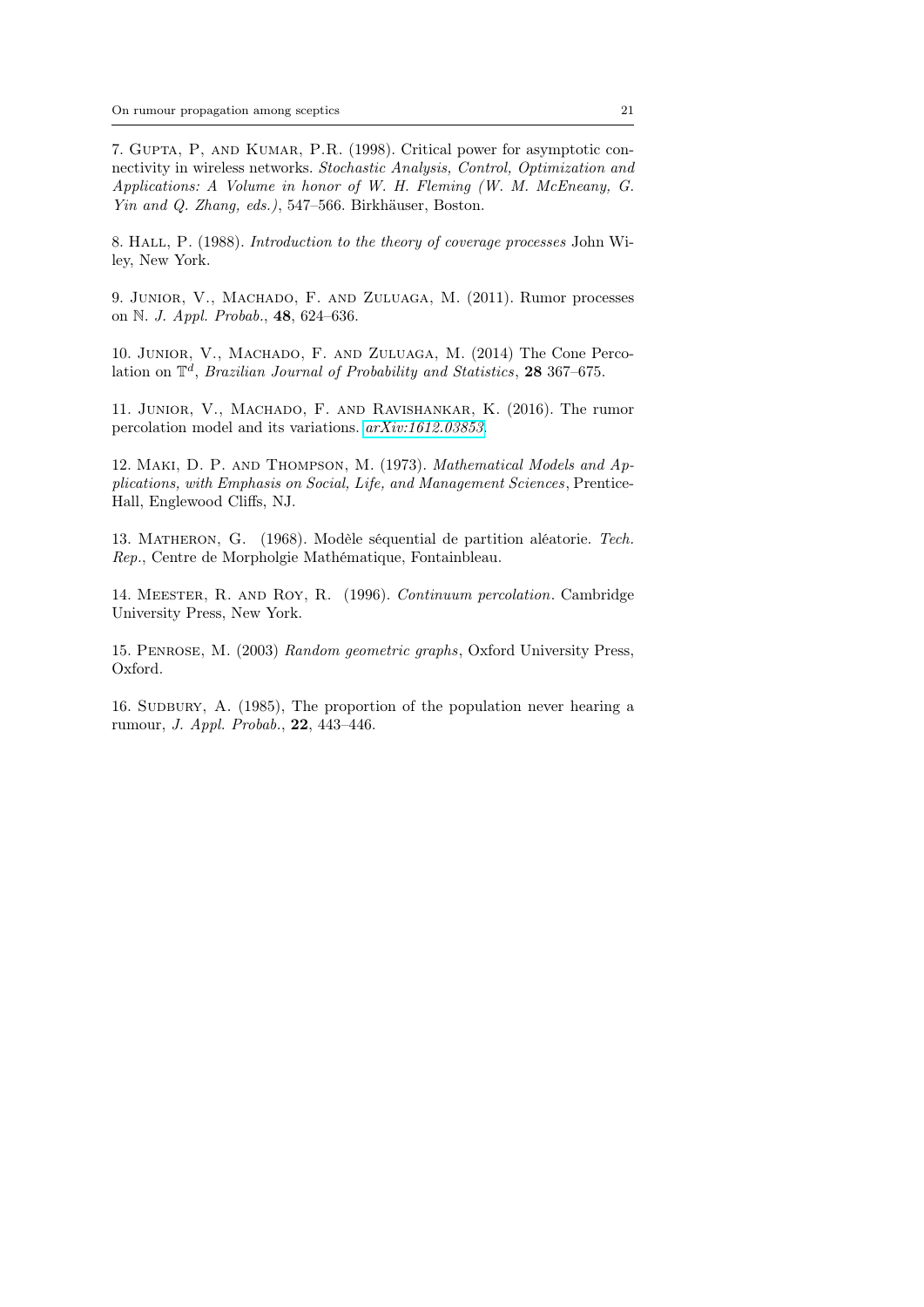7. Gupta, P, and Kumar, P.R. (1998). Critical power for asymptotic connectivity in wireless networks. *Stochastic Analysis, Control, Optimization and Applications: A Volume in honor of W. H. Fleming (W. M. McEneany, G. Yin and Q. Zhang, eds.)*, 547–566. Birkhäuser, Boston.

8. Hall, P. (1988). *Introduction to the theory of coverage processes* John Wiley, New York.

9. Junior, V., Machado, F. and Zuluaga, M. (2011). Rumor processes on $\mathbb{N}$. *J. Appl. Probab.*, **48**, 624–636.

10. Junior, V., Machado, F. and Zuluaga, M. (2014) The Cone Percolation on $\mathbb{T}^d$, *Brazilian Journal of Probability and Statistics*, **28** 367–675.

11. Junior, V., Machado, F. and Ravishankar, K. (2016). The rumor percolation model and its variations. *arXiv:1612.03853*.

12. Maki, D. P. and Thompson, M. (1973). *Mathematical Models and Applications, with Emphasis on Social, Life, and Management Sciences*, Prentice-Hall, Englewood Cliffs, NJ.

13. Matheron, G. (1968). Modèle séquential de partition aléatorie. *Tech. Rep.*, Centre de Morpholgie Mathématique, Fontainbleau.

14. Meester, R. and Roy, R. (1996). *Continuum percolation*. Cambridge University Press, New York.

15. Penrose, M. (2003) *Random geometric graphs*, Oxford University Press, Oxford.

16. Sudbury, A. (1985), The proportion of the population never hearing a rumour, *J. Appl. Probab.*, **22**, 443–446.